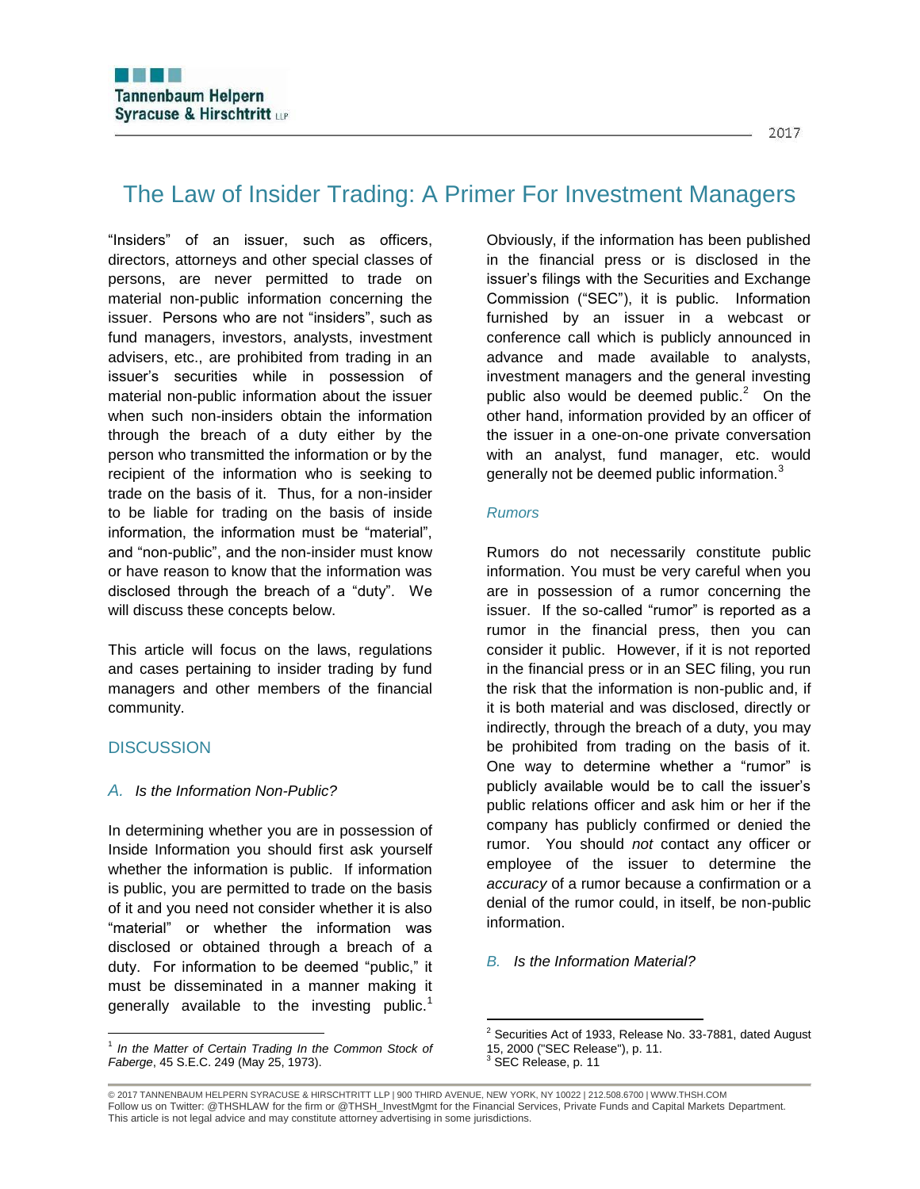# The Law of Insider Trading: A Primer For Investment Managers

"Insiders" of an issuer, such as officers, directors, attorneys and other special classes of persons, are never permitted to trade on material non-public information concerning the issuer. Persons who are not "insiders", such as fund managers, investors, analysts, investment advisers, etc., are prohibited from trading in an issuer's securities while in possession of material non-public information about the issuer when such non-insiders obtain the information through the breach of a duty either by the person who transmitted the information or by the recipient of the information who is seeking to trade on the basis of it. Thus, for a non-insider to be liable for trading on the basis of inside information, the information must be "material", and "non-public", and the non-insider must know or have reason to know that the information was disclosed through the breach of a "duty". We will discuss these concepts below.

This article will focus on the laws, regulations and cases pertaining to insider trading by fund managers and other members of the financial community.

## DISCUSSION

### A. *Is the Information Non-Public?*

In determining whether you are in possession of Inside Information you should first ask yourself whether the information is public. If information is public, you are permitted to trade on the basis of it and you need not consider whether it is also "material" or whether the information was disclosed or obtained through a breach of a duty. For information to be deemed "public," it must be disseminated in a manner making it generally available to the investing public.[1] Obviously, if the information has been published in the financial press or is disclosed in the issuer's filings with the Securities and Exchange Commission ("SEC"), it is public. Information furnished by an issuer in a webcast or conference call which is publicly announced in advance and made available to analysts, investment managers and the general investing public also would be deemed public.[2] On the other hand, information provided by an officer of the issuer in a one-on-one private conversation with an analyst, fund manager, etc. would generally not be deemed public information.[3]

#### *Rumors*

Rumors do not necessarily constitute public information. You must be very careful when you are in possession of a rumor concerning the issuer. If the so-called "rumor" is reported as a rumor in the financial press, then you can consider it public. However, if it is not reported in the financial press or in an SEC filing, you run the risk that the information is non-public and, if it is both material and was disclosed, directly or indirectly, through the breach of a duty, you may be prohibited from trading on the basis of it. One way to determine whether a "rumor" is publicly available would be to call the issuer's public relations officer and ask him or her if the company has publicly confirmed or denied the rumor. You should *not* contact any officer or employee of the issuer to determine the *accuracy* of a rumor because a confirmation or a denial of the rumor could, in itself, be non-public information.

### B. *Is the Information Material?*

---

[1] *In the Matter of Certain Trading In the Common Stock of Faberge*, 45 S.E.C. 249 (May 25, 1973).

[2] Securities Act of 1933, Release No. 33-7881, dated August 15, 2000 ("SEC Release"), p. 11.

[3] SEC Release, p. 11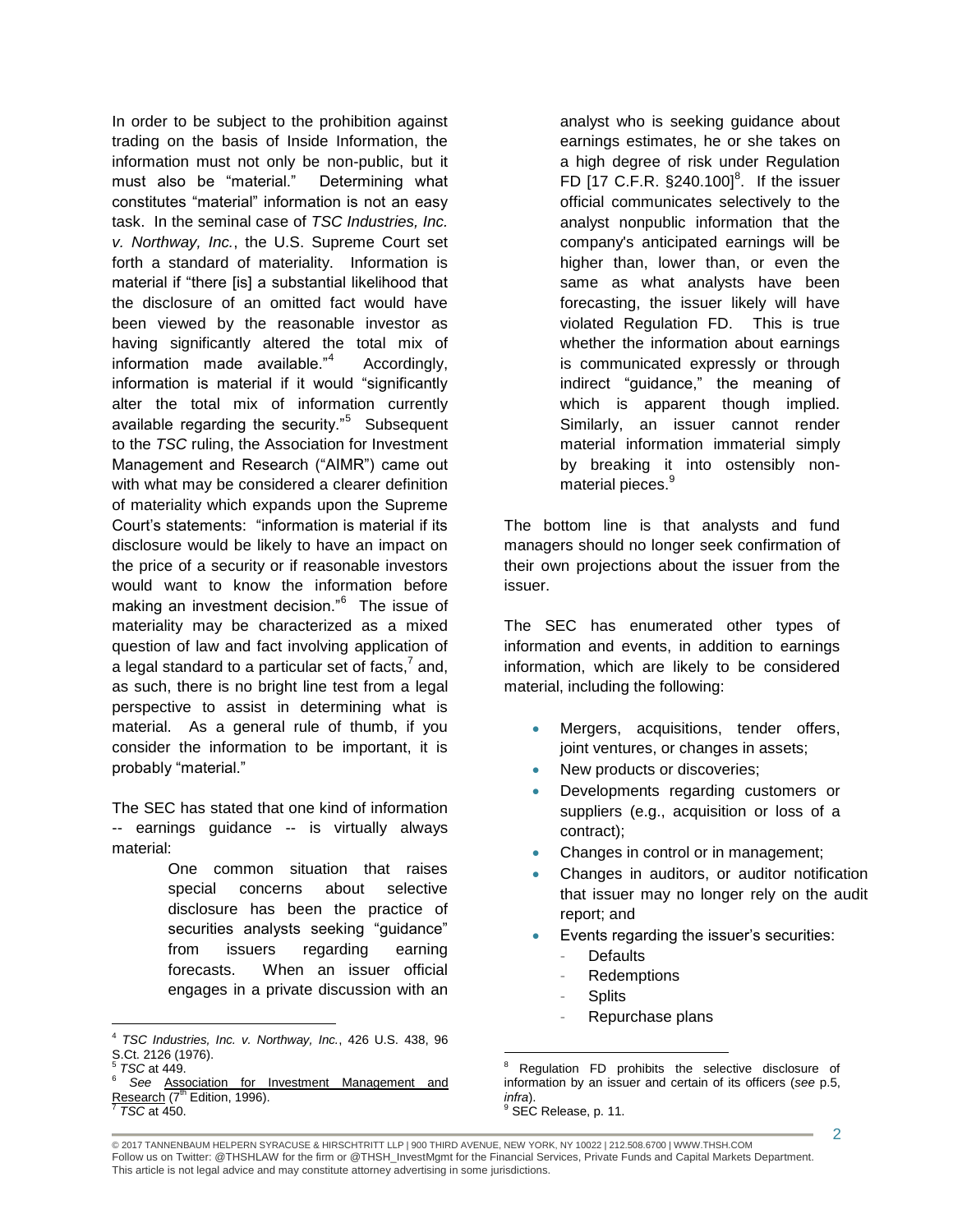In order to be subject to the prohibition against trading on the basis of Inside Information, the information must not only be non-public, but it must also be "material." Determining what constitutes "material" information is not an easy task. In the seminal case of *TSC Industries, Inc. v. Northway, Inc.*, the U.S. Supreme Court set forth a standard of materiality. Information is material if "there [is] a substantial likelihood that the disclosure of an omitted fact would have been viewed by the reasonable investor as having significantly altered the total mix of information made available."[4] Accordingly, information is material if it would "significantly alter the total mix of information currently available regarding the security."[5] Subsequent to the *TSC* ruling, the Association for Investment Management and Research ("AIMR") came out with what may be considered a clearer definition of materiality which expands upon the Supreme Court's statements: "information is material if its disclosure would be likely to have an impact on the price of a security or if reasonable investors would want to know the information before making an investment decision."[6] The issue of materiality may be characterized as a mixed question of law and fact involving application of a legal standard to a particular set of facts,[7] and, as such, there is no bright line test from a legal perspective to assist in determining what is material. As a general rule of thumb, if you consider the information to be important, it is probably "material."

The SEC has stated that one kind of information -- earnings guidance -- is virtually always material:

> One common situation that raises special concerns about selective disclosure has been the practice of securities analysts seeking "guidance" from issuers regarding earning forecasts. When an issuer official engages in a private discussion with an analyst who is seeking guidance about earnings estimates, he or she takes on a high degree of risk under Regulation FD [17 C.F.R. §240.100][8]. If the issuer official communicates selectively to the analyst nonpublic information that the company's anticipated earnings will be higher than, lower than, or even the same as what analysts have been forecasting, the issuer likely will have violated Regulation FD. This is true whether the information about earnings is communicated expressly or through indirect "guidance," the meaning of which is apparent though implied. Similarly, an issuer cannot render material information immaterial simply by breaking it into ostensibly non-material pieces.[9]

The bottom line is that analysts and fund managers should no longer seek confirmation of their own projections about the issuer from the issuer.

The SEC has enumerated other types of information and events, in addition to earnings information, which are likely to be considered material, including the following:

- Mergers, acquisitions, tender offers, joint ventures, or changes in assets;
- New products or discoveries;
- Developments regarding customers or suppliers (e.g., acquisition or loss of a contract);
- Changes in control or in management;
- Changes in auditors, or auditor notification that issuer may no longer rely on the audit report; and
- Events regarding the issuer's securities:
  - Defaults
  - Redemptions
  - Splits
  - Repurchase plans

---

[4] *TSC Industries, Inc. v. Northway, Inc.*, 426 U.S. 438, 96 S.Ct. 2126 (1976).

[5] *TSC* at 449.

[6] *See* Association for Investment Management and Research (7th Edition, 1996).

[7] *TSC* at 450.

[8] Regulation FD prohibits the selective disclosure of information by an issuer and certain of its officers (*see* p.5, *infra*).

[9] SEC Release, p. 11.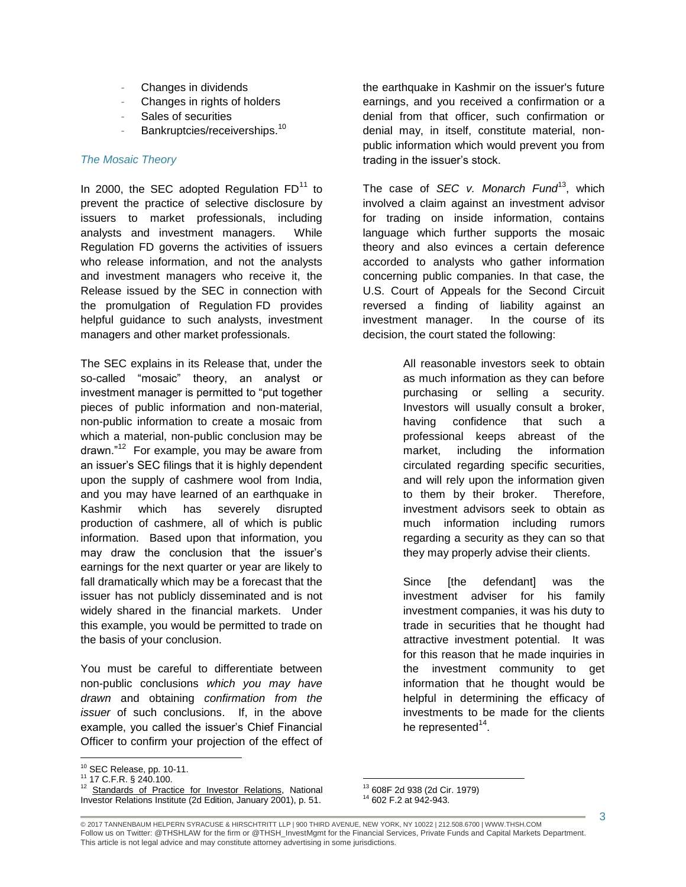- Changes in dividends
- Changes in rights of holders
- Sales of securities
- Bankruptcies/receiverships.[10]

### *The Mosaic Theory*

In 2000, the SEC adopted Regulation FD[11] to prevent the practice of selective disclosure by issuers to market professionals, including analysts and investment managers. While Regulation FD governs the activities of issuers who release information, and not the analysts and investment managers who receive it, the Release issued by the SEC in connection with the promulgation of Regulation FD provides helpful guidance to such analysts, investment managers and other market professionals.

The SEC explains in its Release that, under the so-called "mosaic" theory, an analyst or investment manager is permitted to "put together pieces of public information and non-material, non-public information to create a mosaic from which a material, non-public conclusion may be drawn."[12] For example, you may be aware from an issuer's SEC filings that it is highly dependent upon the supply of cashmere wool from India, and you may have learned of an earthquake in Kashmir which has severely disrupted production of cashmere, all of which is public information. Based upon that information, you may draw the conclusion that the issuer's earnings for the next quarter or year are likely to fall dramatically which may be a forecast that the issuer has not publicly disseminated and is not widely shared in the financial markets. Under this example, you would be permitted to trade on the basis of your conclusion.

You must be careful to differentiate between non-public conclusions *which you may have drawn* and obtaining *confirmation from the issuer* of such conclusions. If, in the above example, you called the issuer's Chief Financial Officer to confirm your projection of the effect of the earthquake in Kashmir on the issuer's future earnings, and you received a confirmation or a denial from that officer, such confirmation or denial may, in itself, constitute material, non-public information which would prevent you from trading in the issuer's stock.

The case of *SEC v. Monarch Fund*[13], which involved a claim against an investment advisor for trading on inside information, contains language which further supports the mosaic theory and also evinces a certain deference accorded to analysts who gather information concerning public companies. In that case, the U.S. Court of Appeals for the Second Circuit reversed a finding of liability against an investment manager. In the course of its decision, the court stated the following:

> All reasonable investors seek to obtain as much information as they can before purchasing or selling a security. Investors will usually consult a broker, having confidence that such a professional keeps abreast of the market, including the information circulated regarding specific securities, and will rely upon the information given to them by their broker. Therefore, investment advisors seek to obtain as much information including rumors regarding a security as they can so that they may properly advise their clients.
>
> Since [the defendant] was the investment adviser for his family investment companies, it was his duty to trade in securities that he thought had attractive investment potential. It was for this reason that he made inquiries in the investment community to get information that he thought would be helpful in determining the efficacy of investments to be made for the clients he represented[14].

---

[10] SEC Release, pp. 10-11.

[11] 17 C.F.R. § 240.100.

[12] Standards of Practice for Investor Relations, National Investor Relations Institute (2d Edition, January 2001), p. 51.

[13] 608F 2d 938 (2d Cir. 1979)

[14] 602 F.2 at 942-943.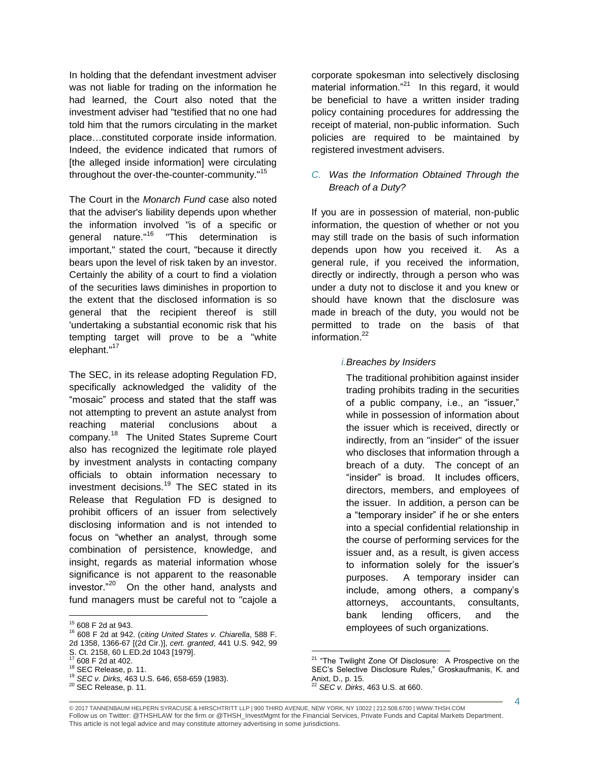In holding that the defendant investment adviser was not liable for trading on the information he had learned, the Court also noted that the investment adviser had "testified that no one had told him that the rumors circulating in the market place…constituted corporate inside information. Indeed, the evidence indicated that rumors of [the alleged inside information] were circulating throughout the over-the-counter-community."[15]

The Court in the *Monarch Fund* case also noted that the adviser's liability depends upon whether the information involved "is of a specific or general nature."[16] "This determination is important," stated the court, "because it directly bears upon the level of risk taken by an investor. Certainly the ability of a court to find a violation of the securities laws diminishes in proportion to the extent that the disclosed information is so general that the recipient thereof is still 'undertaking a substantial economic risk that his tempting target will prove to be a "white elephant."'[17]

The SEC, in its release adopting Regulation FD, specifically acknowledged the validity of the "mosaic" process and stated that the staff was not attempting to prevent an astute analyst from reaching material conclusions about a company.[18] The United States Supreme Court also has recognized the legitimate role played by investment analysts in contacting company officials to obtain information necessary to investment decisions.[19] The SEC stated in its Release that Regulation FD is designed to prohibit officers of an issuer from selectively disclosing information and is not intended to focus on "whether an analyst, through some combination of persistence, knowledge, and insight, regards as material information whose significance is not apparent to the reasonable investor."[20] On the other hand, analysts and fund managers must be careful not to "cajole a corporate spokesman into selectively disclosing material information."[21] In this regard, it would be beneficial to have a written insider trading policy containing procedures for addressing the receipt of material, non-public information. Such policies are required to be maintained by registered investment advisers.

### C. *Was the Information Obtained Through the Breach of a Duty?*

If you are in possession of material, non-public information, the question of whether or not you may still trade on the basis of such information depends upon how you received it. As a general rule, if you received the information, directly or indirectly, through a person who was under a duty not to disclose it and you knew or should have known that the disclosure was made in breach of the duty, you would not be permitted to trade on the basis of that information.[22]

#### *i. Breaches by Insiders*

The traditional prohibition against insider trading prohibits trading in the securities of a public company, i.e., an "issuer," while in possession of information about the issuer which is received, directly or indirectly, from an "insider" of the issuer who discloses that information through a breach of a duty. The concept of an "insider" is broad. It includes officers, directors, members, and employees of the issuer. In addition, a person can be a "temporary insider" if he or she enters into a special confidential relationship in the course of performing services for the issuer and, as a result, is given access to information solely for the issuer's purposes. A temporary insider can include, among others, a company's attorneys, accountants, consultants, bank lending officers, and the employees of such organizations.

---

[15] 608 F 2d at 943.

[16] 608 F 2d at 942. (*citing United States v. Chiarella*, 588 F. 2d 1358, 1366-67 [(2d Cir.)], *cert. granted*, 441 U.S. 942, 99 S. Ct. 2158, 60 L.ED.2d 1043 [1979].

[17] 608 F 2d at 402.

[18] SEC Release, p. 11.

[19] *SEC v. Dirks,* 463 U.S. 646, 658-659 (1983).

[20] SEC Release, p. 11.

[21] "The Twilight Zone Of Disclosure: A Prospective on the SEC's Selective Disclosure Rules," Groskaufmanis, K. and Anixt, D., p. 15.

[22] *SEC v. Dirks*, 463 U.S. at 660.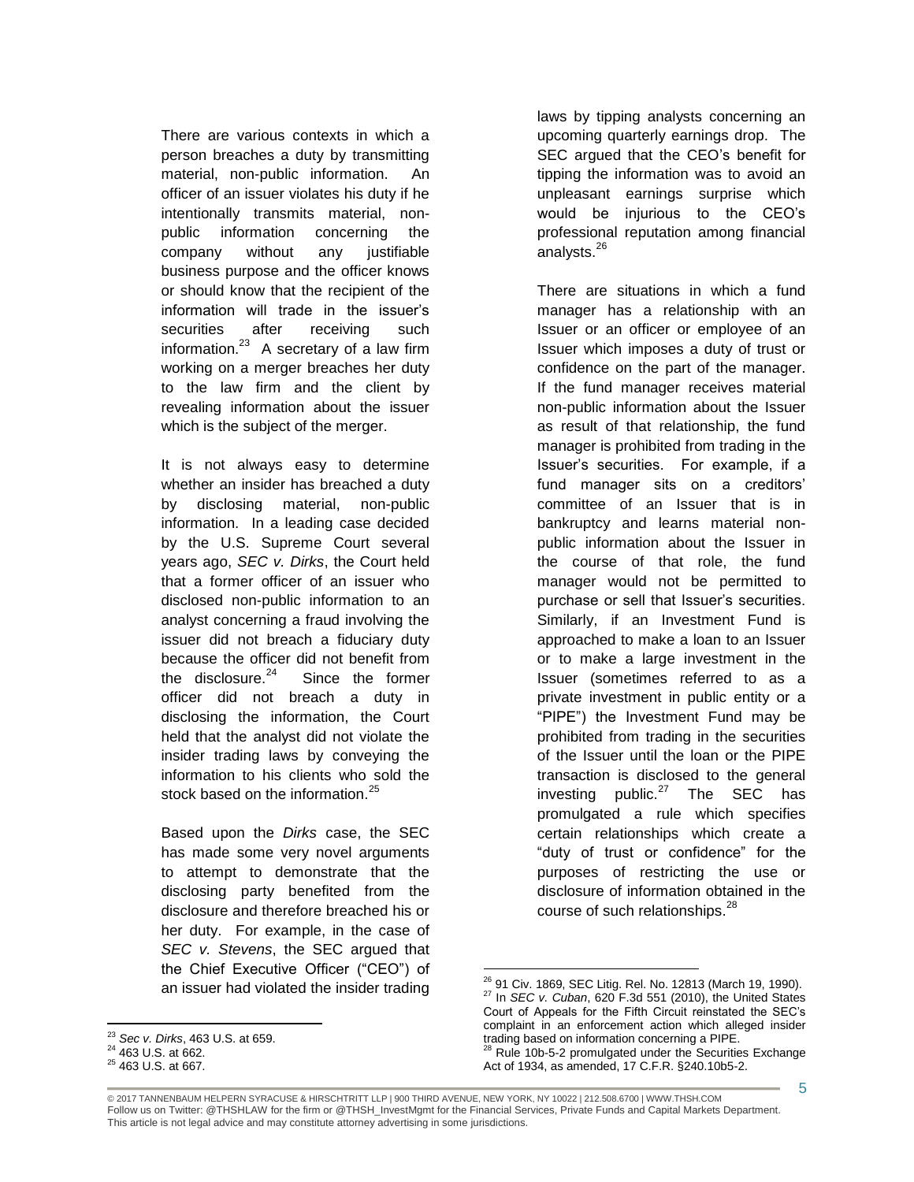There are various contexts in which a person breaches a duty by transmitting material, non-public information. An officer of an issuer violates his duty if he intentionally transmits material, non-public information concerning the company without any justifiable business purpose and the officer knows or should know that the recipient of the information will trade in the issuer's securities after receiving such information.[23] A secretary of a law firm working on a merger breaches her duty to the law firm and the client by revealing information about the issuer which is the subject of the merger.

It is not always easy to determine whether an insider has breached a duty by disclosing material, non-public information. In a leading case decided by the U.S. Supreme Court several years ago, *SEC v. Dirks*, the Court held that a former officer of an issuer who disclosed non-public information to an analyst concerning a fraud involving the issuer did not breach a fiduciary duty because the officer did not benefit from the disclosure.[24] Since the former officer did not breach a duty in disclosing the information, the Court held that the analyst did not violate the insider trading laws by conveying the information to his clients who sold the stock based on the information.[25]

Based upon the *Dirks* case, the SEC has made some very novel arguments to attempt to demonstrate that the disclosing party benefited from the disclosure and therefore breached his or her duty. For example, in the case of *SEC v. Stevens*, the SEC argued that the Chief Executive Officer ("CEO") of an issuer had violated the insider trading laws by tipping analysts concerning an upcoming quarterly earnings drop. The SEC argued that the CEO's benefit for tipping the information was to avoid an unpleasant earnings surprise which would be injurious to the CEO's professional reputation among financial analysts.[26]

There are situations in which a fund manager has a relationship with an Issuer or an officer or employee of an Issuer which imposes a duty of trust or confidence on the part of the manager. If the fund manager receives material non-public information about the Issuer as result of that relationship, the fund manager is prohibited from trading in the Issuer's securities. For example, if a fund manager sits on a creditors' committee of an Issuer that is in bankruptcy and learns material non-public information about the Issuer in the course of that role, the fund manager would not be permitted to purchase or sell that Issuer's securities. Similarly, if an Investment Fund is approached to make a loan to an Issuer or to make a large investment in the Issuer (sometimes referred to as a private investment in public entity or a "PIPE") the Investment Fund may be prohibited from trading in the securities of the Issuer until the loan or the PIPE transaction is disclosed to the general investing public.[27] The SEC has promulgated a rule which specifies certain relationships which create a "duty of trust or confidence" for the purposes of restricting the use or disclosure of information obtained in the course of such relationships.[28]

---

[23] *Sec v. Dirks*, 463 U.S. at 659.

[24] 463 U.S. at 662.

[25] 463 U.S. at 667.

[26] 91 Civ. 1869, SEC Litig. Rel. No. 12813 (March 19, 1990).

[27] In *SEC v. Cuban*, 620 F.3d 551 (2010), the United States Court of Appeals for the Fifth Circuit reinstated the SEC's complaint in an enforcement action which alleged insider trading based on information concerning a PIPE.

[28] Rule 10b-5-2 promulgated under the Securities Exchange Act of 1934, as amended, 17 C.F.R. §240.10b5-2.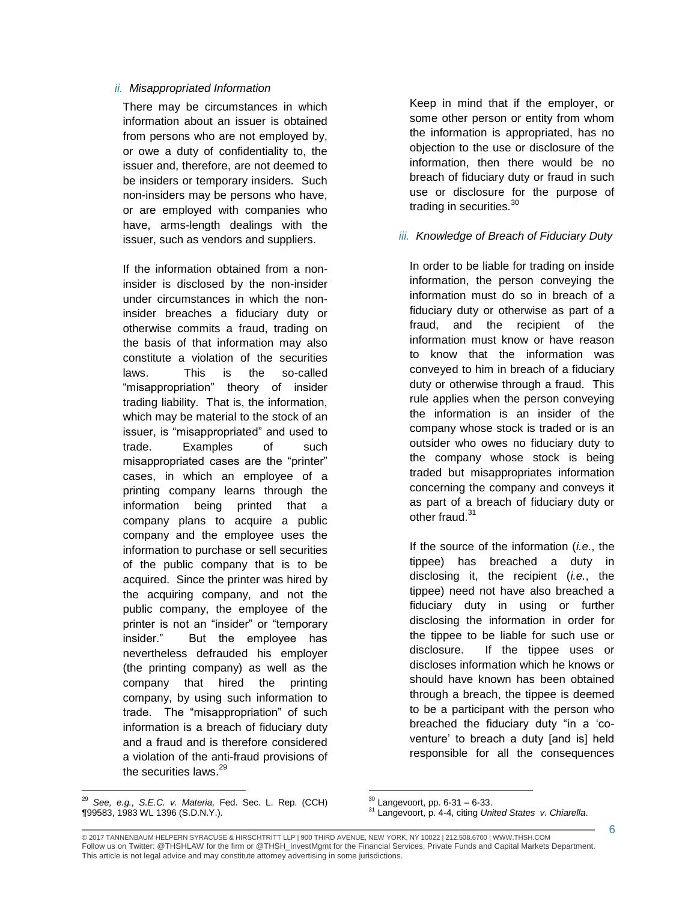*ii. Misappropriated Information*

There may be circumstances in which information about an issuer is obtained from persons who are not employed by, or owe a duty of confidentiality to, the issuer and, therefore, are not deemed to be insiders or temporary insiders. Such non-insiders may be persons who have, or are employed with companies who have, arms-length dealings with the issuer, such as vendors and suppliers.

If the information obtained from a non-insider is disclosed by the non-insider under circumstances in which the non-insider breaches a fiduciary duty or otherwise commits a fraud, trading on the basis of that information may also constitute a violation of the securities laws. This is the so-called "misappropriation" theory of insider trading liability. That is, the information, which may be material to the stock of an issuer, is "misappropriated" and used to trade. Examples of such misappropriated cases are the "printer" cases, in which an employee of a printing company learns through the information being printed that a company plans to acquire a public company and the employee uses the information to purchase or sell securities of the public company that is to be acquired. Since the printer was hired by the acquiring company, and not the public company, the employee of the printer is not an "insider" or "temporary insider." But the employee has nevertheless defrauded his employer (the printing company) as well as the company that hired the printing company, by using such information to trade. The "misappropriation" of such information is a breach of fiduciary duty and a fraud and is therefore considered a violation of the anti-fraud provisions of the securities laws.[29]

Keep in mind that if the employer, or some other person or entity from whom the information is appropriated, has no objection to the use or disclosure of the information, then there would be no breach of fiduciary duty or fraud in such use or disclosure for the purpose of trading in securities.[30]

*iii. Knowledge of Breach of Fiduciary Duty*

In order to be liable for trading on inside information, the person conveying the information must do so in breach of a fiduciary duty or otherwise as part of a fraud, and the recipient of the information must know or have reason to know that the information was conveyed to him in breach of a fiduciary duty or otherwise through a fraud. This rule applies when the person conveying the information is an insider of the company whose stock is traded or is an outsider who owes no fiduciary duty to the company whose stock is being traded but misappropriates information concerning the company and conveys it as part of a breach of fiduciary duty or other fraud.[31]

If the source of the information (*i.e.*, the tippee) has breached a duty in disclosing it, the recipient (*i.e.*, the tippee) need not have also breached a fiduciary duty in using or further disclosing the information in order for the tippee to be liable for such use or disclosure. If the tippee uses or discloses information which he knows or should have known has been obtained through a breach, the tippee is deemed to be a participant with the person who breached the fiduciary duty "in a 'co-venture' to breach a duty [and is] held responsible for all the consequences

---

[29] *See, e.g., S.E.C. v. Materia,* Fed. Sec. L. Rep. (CCH) ¶99583, 1983 WL 1396 (S.D.N.Y.).

[30] Langevoort, pp. 6-31 – 6-33.

[31] Langevoort, p. 4-4, citing *United States v. Chiarella*.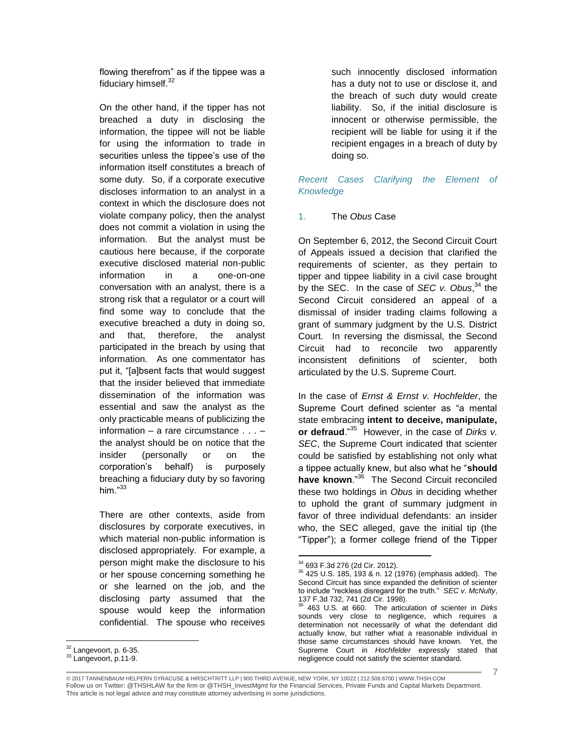flowing therefrom" as if the tippee was a fiduciary himself.[32]

On the other hand, if the tipper has not breached a duty in disclosing the information, the tippee will not be liable for using the information to trade in securities unless the tippee's use of the information itself constitutes a breach of some duty. So, if a corporate executive discloses information to an analyst in a context in which the disclosure does not violate company policy, then the analyst does not commit a violation in using the information. But the analyst must be cautious here because, if the corporate executive disclosed material non-public information in a one-on-one conversation with an analyst, there is a strong risk that a regulator or a court will find some way to conclude that the executive breached a duty in doing so, and that, therefore, the analyst participated in the breach by using that information. As one commentator has put it, "[a]bsent facts that would suggest that the insider believed that immediate dissemination of the information was essential and saw the analyst as the only practicable means of publicizing the information – a rare circumstance . . . – the analyst should be on notice that the insider (personally or on the corporation's behalf) is purposely breaching a fiduciary duty by so favoring him."[33]

There are other contexts, aside from disclosures by corporate executives, in which material non-public information is disclosed appropriately. For example, a person might make the disclosure to his or her spouse concerning something he or she learned on the job, and the disclosing party assumed that the spouse would keep the information confidential. The spouse who receives such innocently disclosed information has a duty not to use or disclose it, and the breach of such duty would create liability. So, if the initial disclosure is innocent or otherwise permissible, the recipient will be liable for using it if the recipient engages in a breach of duty by doing so.

### *Recent Cases Clarifying the Element of Knowledge*

#### 1. The *Obus* Case

On September 6, 2012, the Second Circuit Court of Appeals issued a decision that clarified the requirements of scienter, as they pertain to tipper and tippee liability in a civil case brought by the SEC. In the case of *SEC v. Obus*,[34] the Second Circuit considered an appeal of a dismissal of insider trading claims following a grant of summary judgment by the U.S. District Court. In reversing the dismissal, the Second Circuit had to reconcile two apparently inconsistent definitions of scienter, both articulated by the U.S. Supreme Court.

In the case of *Ernst & Ernst v. Hochfelder*, the Supreme Court defined scienter as "a mental state embracing **intent to deceive, manipulate, or defraud**."[35] However, in the case of *Dirks v. SEC*, the Supreme Court indicated that scienter could be satisfied by establishing not only what a tippee actually knew, but also what he "**should have known**."[36] The Second Circuit reconciled these two holdings in *Obus* in deciding whether to uphold the grant of summary judgment in favor of three individual defendants: an insider who, the SEC alleged, gave the initial tip (the "Tipper"); a former college friend of the Tipper

---

[32] Langevoort, p. 6-35.

[33] Langevoort, p.11-9.

[34] 693 F.3d 276 (2d Cir. 2012).

[35] 425 U.S. 185, 193 & n. 12 (1976) (emphasis added). The Second Circuit has since expanded the definition of scienter to include "reckless disregard for the truth." *SEC v. McNulty*, 137 F.3d 732, 741 (2d Cir. 1998).

[36] 463 U.S. at 660. The articulation of scienter in *Dirks* sounds very close to negligence, which requires a determination not necessarily of what the defendant did actually know, but rather what a reasonable individual in those same circumstances should have known. Yet, the Supreme Court in *Hochfelder* expressly stated that negligence could not satisfy the scienter standard.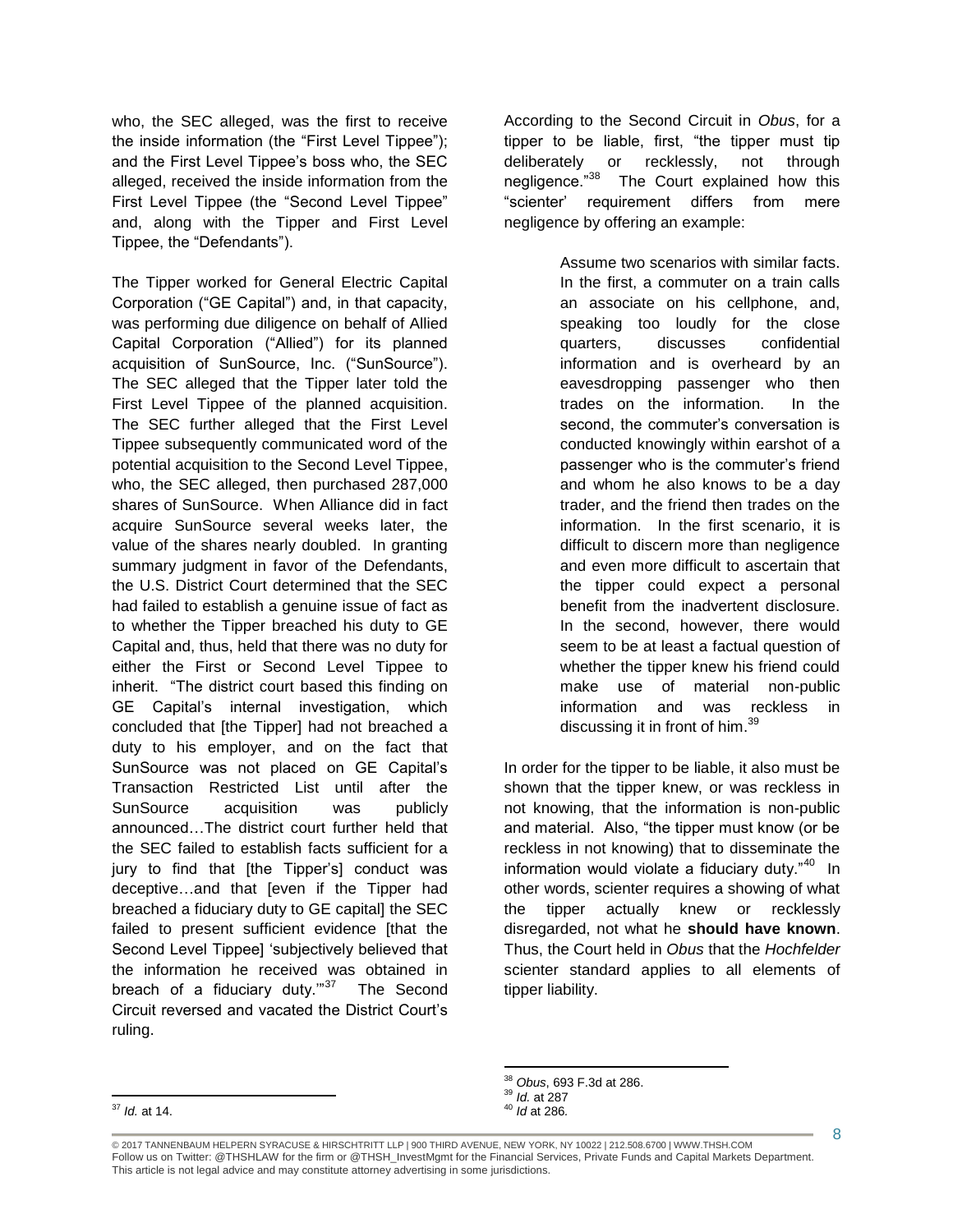who, the SEC alleged, was the first to receive the inside information (the "First Level Tippee"); and the First Level Tippee's boss who, the SEC alleged, received the inside information from the First Level Tippee (the "Second Level Tippee" and, along with the Tipper and First Level Tippee, the "Defendants").

The Tipper worked for General Electric Capital Corporation ("GE Capital") and, in that capacity, was performing due diligence on behalf of Allied Capital Corporation ("Allied") for its planned acquisition of SunSource, Inc. ("SunSource"). The SEC alleged that the Tipper later told the First Level Tippee of the planned acquisition. The SEC further alleged that the First Level Tippee subsequently communicated word of the potential acquisition to the Second Level Tippee, who, the SEC alleged, then purchased 287,000 shares of SunSource. When Alliance did in fact acquire SunSource several weeks later, the value of the shares nearly doubled. In granting summary judgment in favor of the Defendants, the U.S. District Court determined that the SEC had failed to establish a genuine issue of fact as to whether the Tipper breached his duty to GE Capital and, thus, held that there was no duty for either the First or Second Level Tippee to inherit. "The district court based this finding on GE Capital's internal investigation, which concluded that [the Tipper] had not breached a duty to his employer, and on the fact that SunSource was not placed on GE Capital's Transaction Restricted List until after the SunSource acquisition was publicly announced…The district court further held that the SEC failed to establish facts sufficient for a jury to find that [the Tipper's] conduct was deceptive…and that [even if the Tipper had breached a fiduciary duty to GE capital] the SEC failed to present sufficient evidence [that the Second Level Tippee] 'subjectively believed that the information he received was obtained in breach of a fiduciary duty.'"[37] The Second Circuit reversed and vacated the District Court's ruling.

According to the Second Circuit in *Obus*, for a tipper to be liable, first, "the tipper must tip deliberately or recklessly, not through negligence."[38] The Court explained how this "scienter' requirement differs from mere negligence by offering an example:

> Assume two scenarios with similar facts. In the first, a commuter on a train calls an associate on his cellphone, and, speaking too loudly for the close quarters, discusses confidential information and is overheard by an eavesdropping passenger who then trades on the information. In the second, the commuter's conversation is conducted knowingly within earshot of a passenger who is the commuter's friend and whom he also knows to be a day trader, and the friend then trades on the information. In the first scenario, it is difficult to discern more than negligence and even more difficult to ascertain that the tipper could expect a personal benefit from the inadvertent disclosure. In the second, however, there would seem to be at least a factual question of whether the tipper knew his friend could make use of material non-public information and was reckless in discussing it in front of him.[39]

In order for the tipper to be liable, it also must be shown that the tipper knew, or was reckless in not knowing, that the information is non-public and material. Also, "the tipper must know (or be reckless in not knowing) that to disseminate the information would violate a fiduciary duty."[40] In other words, scienter requires a showing of what the tipper actually knew or recklessly disregarded, not what he **should have known**. Thus, the Court held in *Obus* that the *Hochfelder* scienter standard applies to all elements of tipper liability.

---

[37] *Id.* at 14.

[38] *Obus*, 693 F.3d at 286.

[39] *Id.* at 287

[40] *Id* at 286.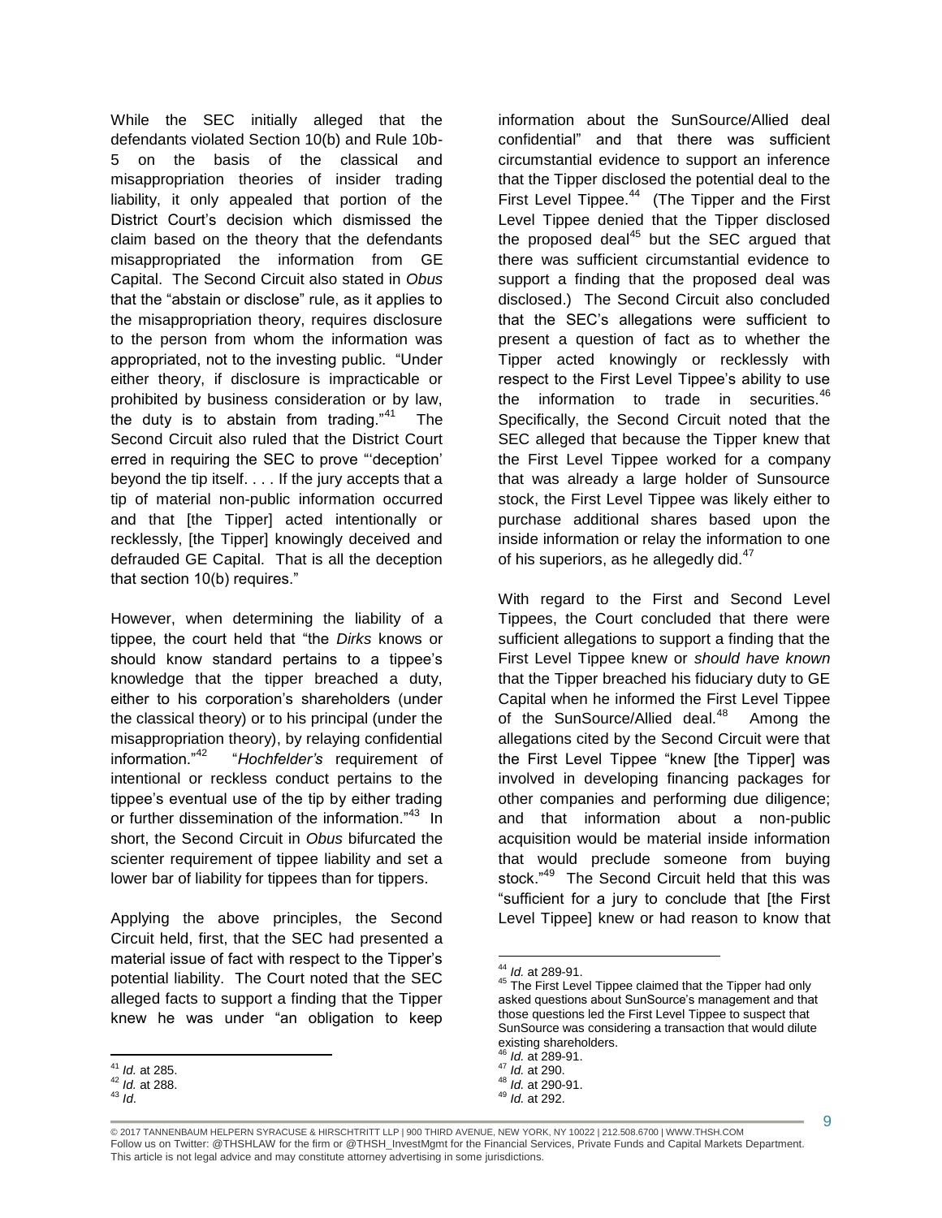While the SEC initially alleged that the defendants violated Section 10(b) and Rule 10b-5 on the basis of the classical and misappropriation theories of insider trading liability, it only appealed that portion of the District Court's decision which dismissed the claim based on the theory that the defendants misappropriated the information from GE Capital. The Second Circuit also stated in *Obus* that the "abstain or disclose" rule, as it applies to the misappropriation theory, requires disclosure to the person from whom the information was appropriated, not to the investing public. "Under either theory, if disclosure is impracticable or prohibited by business consideration or by law, the duty is to abstain from trading."[41] The Second Circuit also ruled that the District Court erred in requiring the SEC to prove "'deception' beyond the tip itself. . . . If the jury accepts that a tip of material non-public information occurred and that [the Tipper] acted intentionally or recklessly, [the Tipper] knowingly deceived and defrauded GE Capital. That is all the deception that section 10(b) requires."

However, when determining the liability of a tippee, the court held that "the *Dirks* knows or should know standard pertains to a tippee's knowledge that the tipper breached a duty, either to his corporation's shareholders (under the classical theory) or to his principal (under the misappropriation theory), by relaying confidential information."[42] "*Hochfelder's* requirement of intentional or reckless conduct pertains to the tippee's eventual use of the tip by either trading or further dissemination of the information."[43] In short, the Second Circuit in *Obus* bifurcated the scienter requirement of tippee liability and set a lower bar of liability for tippees than for tippers.

Applying the above principles, the Second Circuit held, first, that the SEC had presented a material issue of fact with respect to the Tipper's potential liability. The Court noted that the SEC alleged facts to support a finding that the Tipper knew he was under "an obligation to keep information about the SunSource/Allied deal confidential" and that there was sufficient circumstantial evidence to support an inference that the Tipper disclosed the potential deal to the First Level Tippee.[44] (The Tipper and the First Level Tippee denied that the Tipper disclosed the proposed deal[45] but the SEC argued that there was sufficient circumstantial evidence to support a finding that the proposed deal was disclosed.) The Second Circuit also concluded that the SEC's allegations were sufficient to present a question of fact as to whether the Tipper acted knowingly or recklessly with respect to the First Level Tippee's ability to use the information to trade in securities.[46] Specifically, the Second Circuit noted that the SEC alleged that because the Tipper knew that the First Level Tippee worked for a company that was already a large holder of Sunsource stock, the First Level Tippee was likely either to purchase additional shares based upon the inside information or relay the information to one of his superiors, as he allegedly did.[47]

With regard to the First and Second Level Tippees, the Court concluded that there were sufficient allegations to support a finding that the First Level Tippee knew or *should have known* that the Tipper breached his fiduciary duty to GE Capital when he informed the First Level Tippee of the SunSource/Allied deal.[48] Among the allegations cited by the Second Circuit were that the First Level Tippee "knew [the Tipper] was involved in developing financing packages for other companies and performing due diligence; and that information about a non-public acquisition would be material inside information that would preclude someone from buying stock."[49] The Second Circuit held that this was "sufficient for a jury to conclude that [the First Level Tippee] knew or had reason to know that

---

[41] *Id.* at 285.
[42] *Id.* at 288.
[43] *Id.*
[44] *Id.* at 289-91.
[45] The First Level Tippee claimed that the Tipper had only asked questions about SunSource's management and that those questions led the First Level Tippee to suspect that SunSource was considering a transaction that would dilute existing shareholders.
[46] *Id.* at 289-91.
[47] *Id.* at 290.
[48] *Id.* at 290-91.
[49] *Id.* at 292.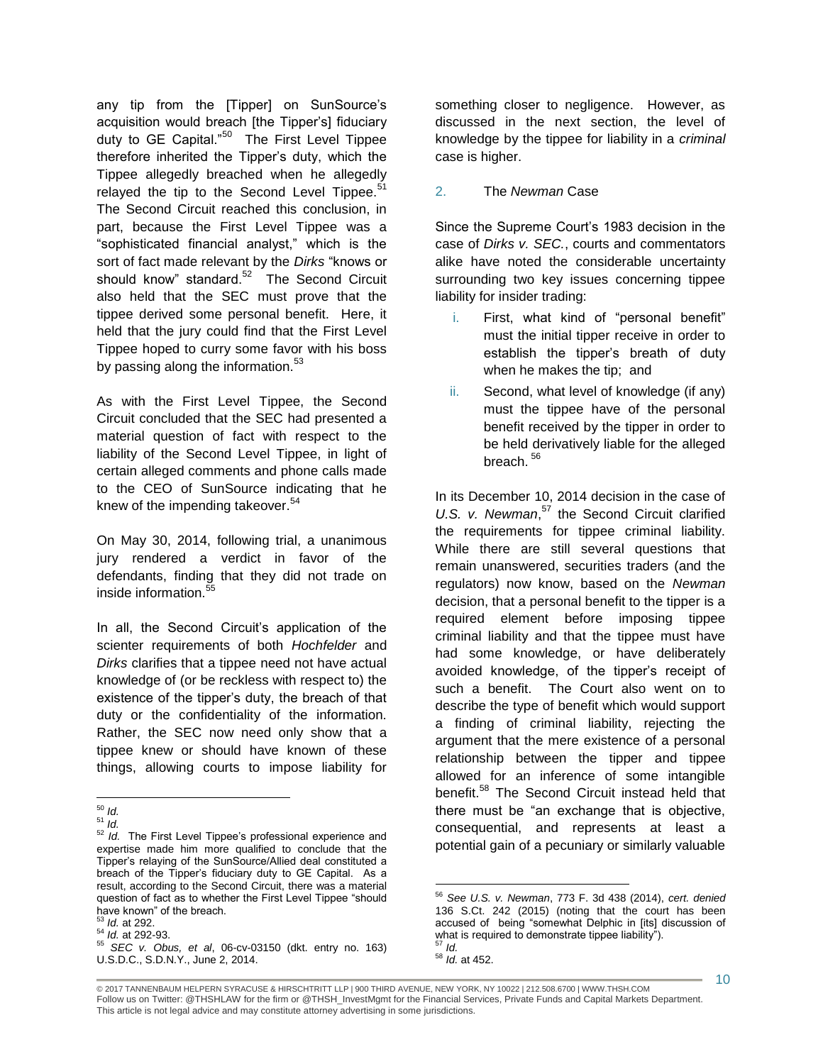any tip from the [Tipper] on SunSource's acquisition would breach [the Tipper's] fiduciary duty to GE Capital."[50] The First Level Tippee therefore inherited the Tipper's duty, which the Tippee allegedly breached when he allegedly relayed the tip to the Second Level Tippee.[51] The Second Circuit reached this conclusion, in part, because the First Level Tippee was a "sophisticated financial analyst," which is the sort of fact made relevant by the *Dirks* "knows or should know" standard.[52] The Second Circuit also held that the SEC must prove that the tippee derived some personal benefit. Here, it held that the jury could find that the First Level Tippee hoped to curry some favor with his boss by passing along the information.[53]

As with the First Level Tippee, the Second Circuit concluded that the SEC had presented a material question of fact with respect to the liability of the Second Level Tippee, in light of certain alleged comments and phone calls made to the CEO of SunSource indicating that he knew of the impending takeover.[54]

On May 30, 2014, following trial, a unanimous jury rendered a verdict in favor of the defendants, finding that they did not trade on inside information.[55]

In all, the Second Circuit's application of the scienter requirements of both *Hochfelder* and *Dirks* clarifies that a tippee need not have actual knowledge of (or be reckless with respect to) the existence of the tipper's duty, the breach of that duty or the confidentiality of the information. Rather, the SEC now need only show that a tippee knew or should have known of these things, allowing courts to impose liability for something closer to negligence. However, as discussed in the next section, the level of knowledge by the tippee for liability in a *criminal* case is higher.

## 2. The *Newman* Case

Since the Supreme Court's 1983 decision in the case of *Dirks v. SEC.*, courts and commentators alike have noted the considerable uncertainty surrounding two key issues concerning tippee liability for insider trading:

i. First, what kind of "personal benefit" must the initial tipper receive in order to establish the tipper's breath of duty when he makes the tip; and

ii. Second, what level of knowledge (if any) must the tippee have of the personal benefit received by the tipper in order to be held derivatively liable for the alleged breach.[56]

In its December 10, 2014 decision in the case of *U.S. v. Newman*,[57] the Second Circuit clarified the requirements for tippee criminal liability. While there are still several questions that remain unanswered, securities traders (and the regulators) now know, based on the *Newman* decision, that a personal benefit to the tipper is a required element before imposing tippee criminal liability and that the tippee must have had some knowledge, or have deliberately avoided knowledge, of the tipper's receipt of such a benefit. The Court also went on to describe the type of benefit which would support a finding of criminal liability, rejecting the argument that the mere existence of a personal relationship between the tipper and tippee allowed for an inference of some intangible benefit.[58] The Second Circuit instead held that there must be "an exchange that is objective, consequential, and represents at least a potential gain of a pecuniary or similarly valuable

---

[50] *Id.*

[51] *Id.*

[52] *Id.* The First Level Tippee's professional experience and expertise made him more qualified to conclude that the Tipper's relaying of the SunSource/Allied deal constituted a breach of the Tipper's fiduciary duty to GE Capital. As a result, according to the Second Circuit, there was a material question of fact as to whether the First Level Tippee "should have known" of the breach.

[53] *Id.* at 292.

[54] *Id.* at 292-93.

[55] *SEC v. Obus, et al*, 06-cv-03150 (dkt. entry no. 163) U.S.D.C., S.D.N.Y., June 2, 2014.

[56] *See U.S. v. Newman*, 773 F. 3d 438 (2014), *cert. denied* 136 S.Ct. 242 (2015) (noting that the court has been accused of being "somewhat Delphic in [its] discussion of what is required to demonstrate tippee liability").

[57] *Id.*

[58] *Id.* at 452.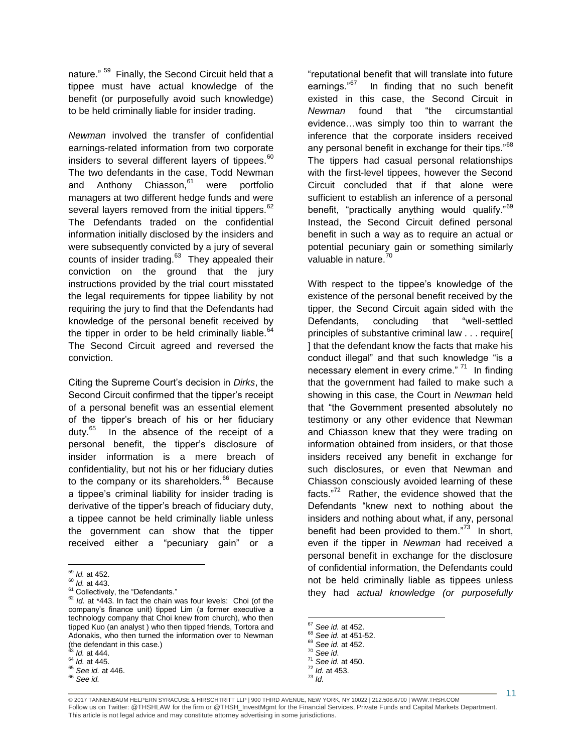nature."[59] Finally, the Second Circuit held that a tippee must have actual knowledge of the benefit (or purposefully avoid such knowledge) to be held criminally liable for insider trading.

*Newman* involved the transfer of confidential earnings-related information from two corporate insiders to several different layers of tippees.[60] The two defendants in the case, Todd Newman and Anthony Chiasson,[61] were portfolio managers at two different hedge funds and were several layers removed from the initial tippers.[62] The Defendants traded on the confidential information initially disclosed by the insiders and were subsequently convicted by a jury of several counts of insider trading.[63] They appealed their conviction on the ground that the jury instructions provided by the trial court misstated the legal requirements for tippee liability by not requiring the jury to find that the Defendants had knowledge of the personal benefit received by the tipper in order to be held criminally liable.[64] The Second Circuit agreed and reversed the conviction.

Citing the Supreme Court's decision in *Dirks*, the Second Circuit confirmed that the tipper's receipt of a personal benefit was an essential element of the tipper's breach of his or her fiduciary duty.[65] In the absence of the receipt of a personal benefit, the tipper's disclosure of insider information is a mere breach of confidentiality, but not his or her fiduciary duties to the company or its shareholders.[66] Because a tippee's criminal liability for insider trading is derivative of the tipper's breach of fiduciary duty, a tippee cannot be held criminally liable unless the government can show that the tipper received either a "pecuniary gain" or a "reputational benefit that will translate into future earnings."[67] In finding that no such benefit existed in this case, the Second Circuit in *Newman* found that "the circumstantial evidence…was simply too thin to warrant the inference that the corporate insiders received any personal benefit in exchange for their tips."[68] The tippers had casual personal relationships with the first-level tippees, however the Second Circuit concluded that if that alone were sufficient to establish an inference of a personal benefit, "practically anything would qualify."[69] Instead, the Second Circuit defined personal benefit in such a way as to require an actual or potential pecuniary gain or something similarly valuable in nature.[70]

With respect to the tippee's knowledge of the existence of the personal benefit received by the tipper, the Second Circuit again sided with the Defendants, concluding that "well-settled principles of substantive criminal law . . . require[ ] that the defendant know the facts that make his conduct illegal" and that such knowledge "is a necessary element in every crime."[71] In finding that the government had failed to make such a showing in this case, the Court in *Newman* held that "the Government presented absolutely no testimony or any other evidence that Newman and Chiasson knew that they were trading on information obtained from insiders, or that those insiders received any benefit in exchange for such disclosures, or even that Newman and Chiasson consciously avoided learning of these facts."[72] Rather, the evidence showed that the Defendants "knew next to nothing about the insiders and nothing about what, if any, personal benefit had been provided to them."[73] In short, even if the tipper in *Newman* had received a personal benefit in exchange for the disclosure of confidential information, the Defendants could not be held criminally liable as tippees unless they had *actual knowledge (or purposefully*

---

[59] *Id.* at 452.
[60] *Id.* at 443.
[61] Collectively, the "Defendants."
[62] *Id.* at *443. In fact the chain was four levels: Choi (of the company's finance unit) tipped Lim (a former executive a technology company that Choi knew from church), who then tipped Kuo (an analyst ) who then tipped friends, Tortora and Adonakis, who then turned the information over to Newman (the defendant in this case.)
[63] *Id.* at 444.
[64] *Id.* at 445.
[65] *See id.* at 446.
[66] *See id.*
[67] *See id.* at 452.
[68] *See id.* at 451-52.
[69] *See id.* at 452.
[70] *See id.*
[71] *See id.* at 450.
[72] *Id.* at 453.
[73] *Id.*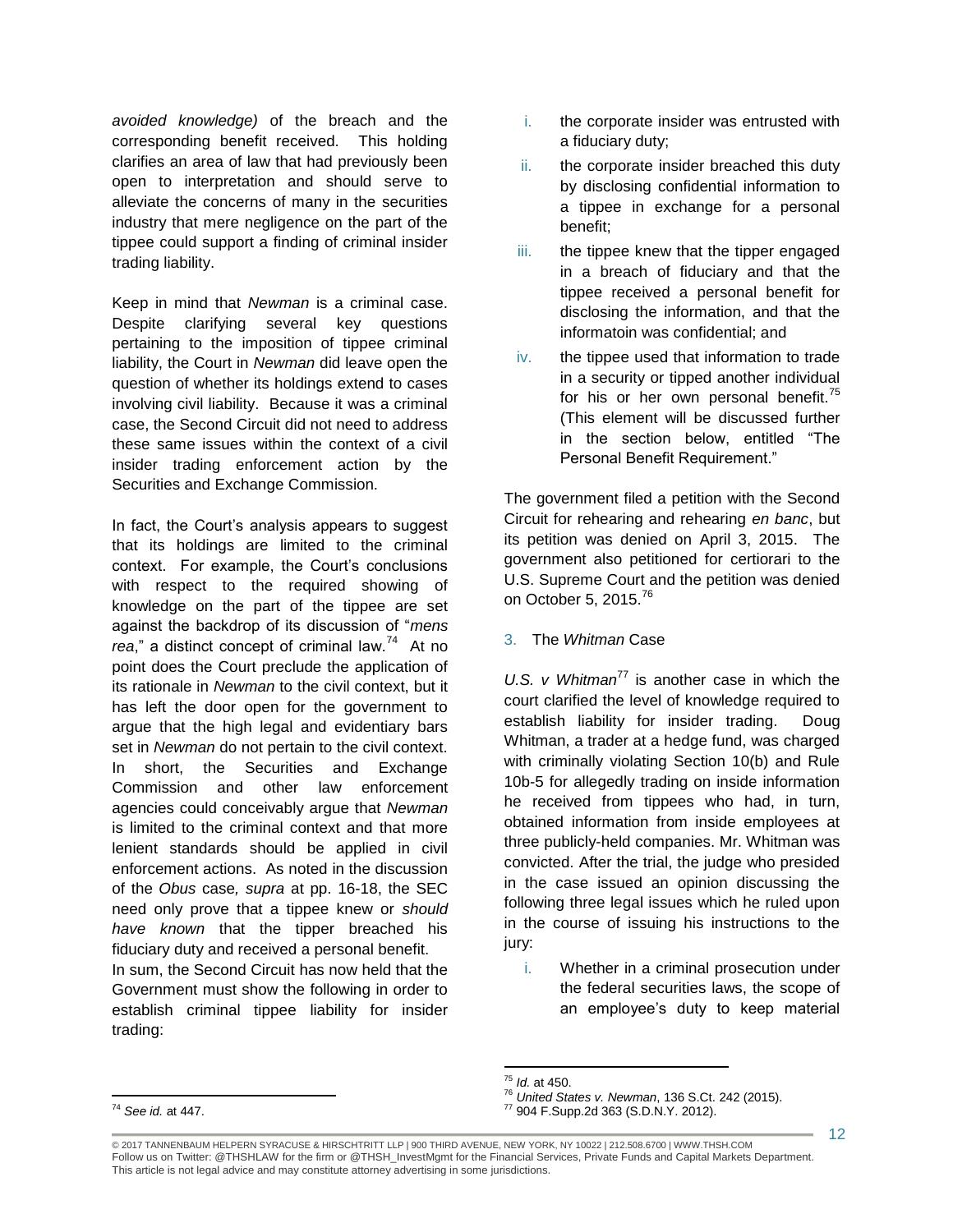*avoided knowledge)* of the breach and the corresponding benefit received. This holding clarifies an area of law that had previously been open to interpretation and should serve to alleviate the concerns of many in the securities industry that mere negligence on the part of the tippee could support a finding of criminal insider trading liability.

Keep in mind that *Newman* is a criminal case. Despite clarifying several key questions pertaining to the imposition of tippee criminal liability, the Court in *Newman* did leave open the question of whether its holdings extend to cases involving civil liability. Because it was a criminal case, the Second Circuit did not need to address these same issues within the context of a civil insider trading enforcement action by the Securities and Exchange Commission.

In fact, the Court's analysis appears to suggest that its holdings are limited to the criminal context. For example, the Court's conclusions with respect to the required showing of knowledge on the part of the tippee are set against the backdrop of its discussion of "*mens rea*," a distinct concept of criminal law.[74] At no point does the Court preclude the application of its rationale in *Newman* to the civil context, but it has left the door open for the government to argue that the high legal and evidentiary bars set in *Newman* do not pertain to the civil context. In short, the Securities and Exchange Commission and other law enforcement agencies could conceivably argue that *Newman* is limited to the criminal context and that more lenient standards should be applied in civil enforcement actions. As noted in the discussion of the *Obus* case*, supra* at pp. 16-18, the SEC need only prove that a tippee knew or *should have known* that the tipper breached his fiduciary duty and received a personal benefit.

In sum, the Second Circuit has now held that the Government must show the following in order to establish criminal tippee liability for insider trading:

i. the corporate insider was entrusted with a fiduciary duty;
ii. the corporate insider breached this duty by disclosing confidential information to a tippee in exchange for a personal benefit;
iii. the tippee knew that the tipper engaged in a breach of fiduciary and that the tippee received a personal benefit for disclosing the information, and that the informatoin was confidential; and
iv. the tippee used that information to trade in a security or tipped another individual for his or her own personal benefit.[75] (This element will be discussed further in the section below, entitled "The Personal Benefit Requirement."

The government filed a petition with the Second Circuit for rehearing and rehearing *en banc*, but its petition was denied on April 3, 2015. The government also petitioned for certiorari to the U.S. Supreme Court and the petition was denied on October 5, 2015.[76]

### 3. The *Whitman* Case

*U.S. v Whitman*[77] is another case in which the court clarified the level of knowledge required to establish liability for insider trading. Doug Whitman, a trader at a hedge fund, was charged with criminally violating Section 10(b) and Rule 10b-5 for allegedly trading on inside information he received from tippees who had, in turn, obtained information from inside employees at three publicly-held companies. Mr. Whitman was convicted. After the trial, the judge who presided in the case issued an opinion discussing the following three legal issues which he ruled upon in the course of issuing his instructions to the jury:

i. Whether in a criminal prosecution under the federal securities laws, the scope of an employee's duty to keep material

---

[74] *See id.* at 447.

[75] *Id.* at 450.

[76] *United States v. Newman*, 136 S.Ct. 242 (2015).

[77] 904 F.Supp.2d 363 (S.D.N.Y. 2012).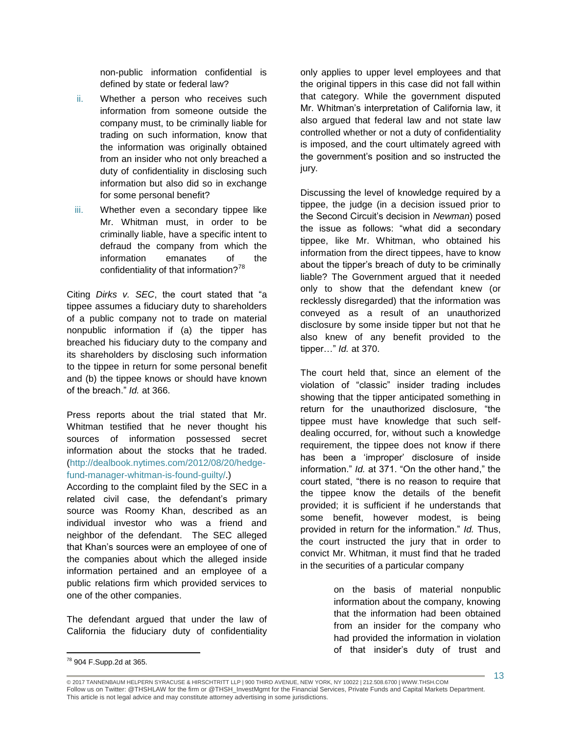non-public information confidential is defined by state or federal law?

ii. Whether a person who receives such information from someone outside the company must, to be criminally liable for trading on such information, know that the information was originally obtained from an insider who not only breached a duty of confidentiality in disclosing such information but also did so in exchange for some personal benefit?

iii. Whether even a secondary tippee like Mr. Whitman must, in order to be criminally liable, have a specific intent to defraud the company from which the information emanates of the confidentiality of that information?[78]

Citing *Dirks v. SEC*, the court stated that "a tippee assumes a fiduciary duty to shareholders of a public company not to trade on material nonpublic information if (a) the tipper has breached his fiduciary duty to the company and its shareholders by disclosing such information to the tippee in return for some personal benefit and (b) the tippee knows or should have known of the breach." *Id.* at 366.

Press reports about the trial stated that Mr. Whitman testified that he never thought his sources of information possessed secret information about the stocks that he traded. (http://dealbook.nytimes.com/2012/08/20/hedge-fund-manager-whitman-is-found-guilty/.)

According to the complaint filed by the SEC in a related civil case, the defendant's primary source was Roomy Khan, described as an individual investor who was a friend and neighbor of the defendant. The SEC alleged that Khan's sources were an employee of one of the companies about which the alleged inside information pertained and an employee of a public relations firm which provided services to one of the other companies.

The defendant argued that under the law of California the fiduciary duty of confidentiality only applies to upper level employees and that the original tippers in this case did not fall within that category. While the government disputed Mr. Whitman's interpretation of California law, it also argued that federal law and not state law controlled whether or not a duty of confidentiality is imposed, and the court ultimately agreed with the government's position and so instructed the jury.

Discussing the level of knowledge required by a tippee, the judge (in a decision issued prior to the Second Circuit's decision in *Newman*) posed the issue as follows: "what did a secondary tippee, like Mr. Whitman, who obtained his information from the direct tippees, have to know about the tipper's breach of duty to be criminally liable? The Government argued that it needed only to show that the defendant knew (or recklessly disregarded) that the information was conveyed as a result of an unauthorized disclosure by some inside tipper but not that he also knew of any benefit provided to the tipper…" *Id.* at 370.

The court held that, since an element of the violation of "classic" insider trading includes showing that the tipper anticipated something in return for the unauthorized disclosure, "the tippee must have knowledge that such self-dealing occurred, for, without such a knowledge requirement, the tippee does not know if there has been a 'improper' disclosure of inside information." *Id.* at 371. "On the other hand," the court stated, "there is no reason to require that the tippee know the details of the benefit provided; it is sufficient if he understands that some benefit, however modest, is being provided in return for the information." *Id.* Thus, the court instructed the jury that in order to convict Mr. Whitman, it must find that he traded in the securities of a particular company

> on the basis of material nonpublic information about the company, knowing that the information had been obtained from an insider for the company who had provided the information in violation of that insider's duty of trust and

[78] 904 F.Supp.2d at 365.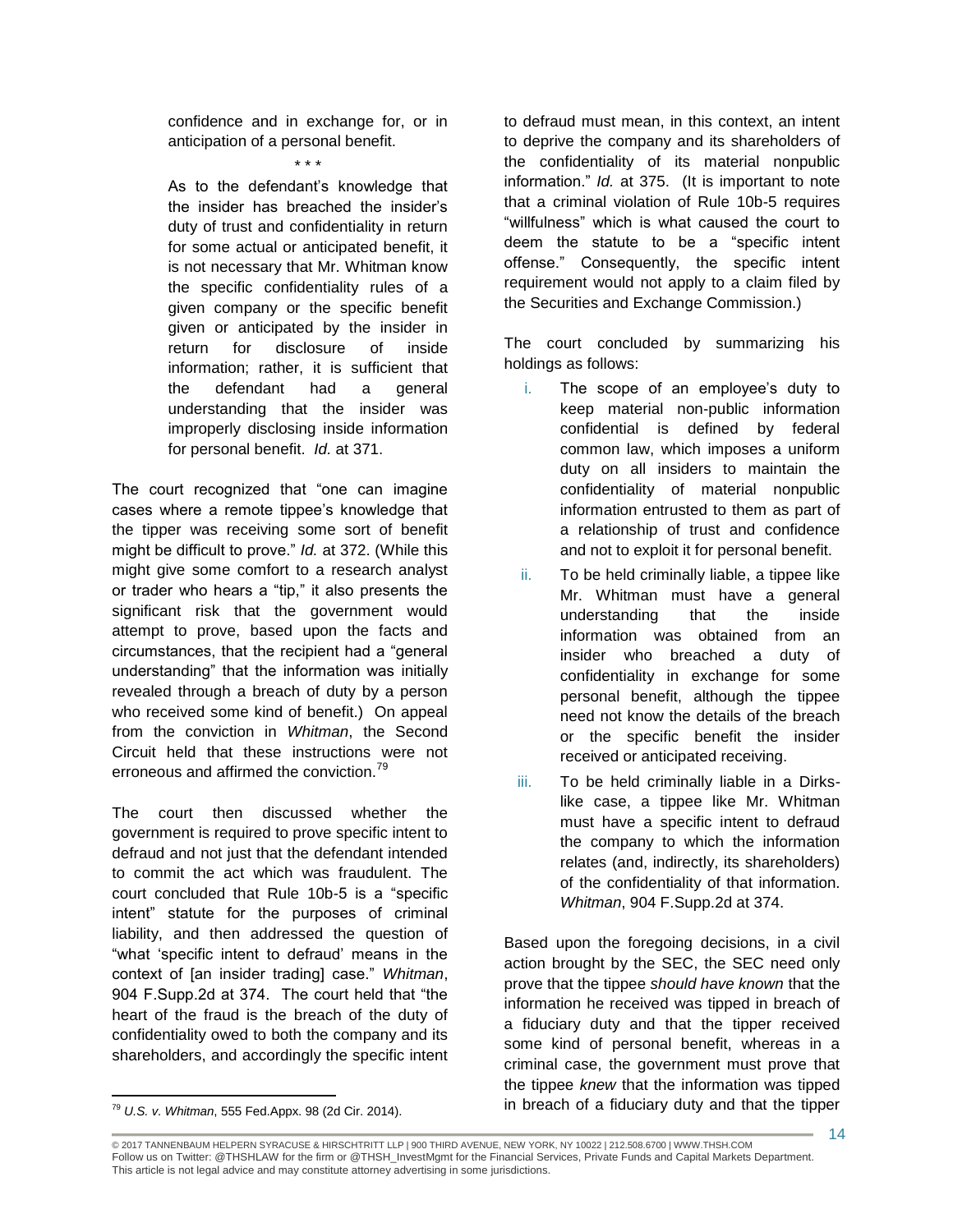> confidence and in exchange for, or in anticipation of a personal benefit.
>
> \* \* \*
>
> As to the defendant's knowledge that the insider has breached the insider's duty of trust and confidentiality in return for some actual or anticipated benefit, it is not necessary that Mr. Whitman know the specific confidentiality rules of a given company or the specific benefit given or anticipated by the insider in return for disclosure of inside information; rather, it is sufficient that the defendant had a general understanding that the insider was improperly disclosing inside information for personal benefit. *Id.* at 371.

The court recognized that "one can imagine cases where a remote tippee's knowledge that the tipper was receiving some sort of benefit might be difficult to prove." *Id.* at 372. (While this might give some comfort to a research analyst or trader who hears a "tip," it also presents the significant risk that the government would attempt to prove, based upon the facts and circumstances, that the recipient had a "general understanding" that the information was initially revealed through a breach of duty by a person who received some kind of benefit.) On appeal from the conviction in *Whitman*, the Second Circuit held that these instructions were not erroneous and affirmed the conviction.[79]

The court then discussed whether the government is required to prove specific intent to defraud and not just that the defendant intended to commit the act which was fraudulent. The court concluded that Rule 10b-5 is a "specific intent" statute for the purposes of criminal liability, and then addressed the question of "what 'specific intent to defraud' means in the context of [an insider trading] case." *Whitman*, 904 F.Supp.2d at 374. The court held that "the heart of the fraud is the breach of the duty of confidentiality owed to both the company and its shareholders, and accordingly the specific intent to defraud must mean, in this context, an intent to deprive the company and its shareholders of the confidentiality of its material nonpublic information." *Id.* at 375. (It is important to note that a criminal violation of Rule 10b-5 requires "willfulness" which is what caused the court to deem the statute to be a "specific intent offense." Consequently, the specific intent requirement would not apply to a claim filed by the Securities and Exchange Commission.)

The court concluded by summarizing his holdings as follows:

i. The scope of an employee's duty to keep material non-public information confidential is defined by federal common law, which imposes a uniform duty on all insiders to maintain the confidentiality of material nonpublic information entrusted to them as part of a relationship of trust and confidence and not to exploit it for personal benefit.

ii. To be held criminally liable, a tippee like Mr. Whitman must have a general understanding that the inside information was obtained from an insider who breached a duty of confidentiality in exchange for some personal benefit, although the tippee need not know the details of the breach or the specific benefit the insider received or anticipated receiving.

iii. To be held criminally liable in a Dirks-like case, a tippee like Mr. Whitman must have a specific intent to defraud the company to which the information relates (and, indirectly, its shareholders) of the confidentiality of that information. *Whitman*, 904 F.Supp.2d at 374.

Based upon the foregoing decisions, in a civil action brought by the SEC, the SEC need only prove that the tippee *should have known* that the information he received was tipped in breach of a fiduciary duty and that the tipper received some kind of personal benefit, whereas in a criminal case, the government must prove that the tippee *knew* that the information was tipped in breach of a fiduciary duty and that the tipper

---

[79] *U.S. v. Whitman*, 555 Fed.Appx. 98 (2d Cir. 2014).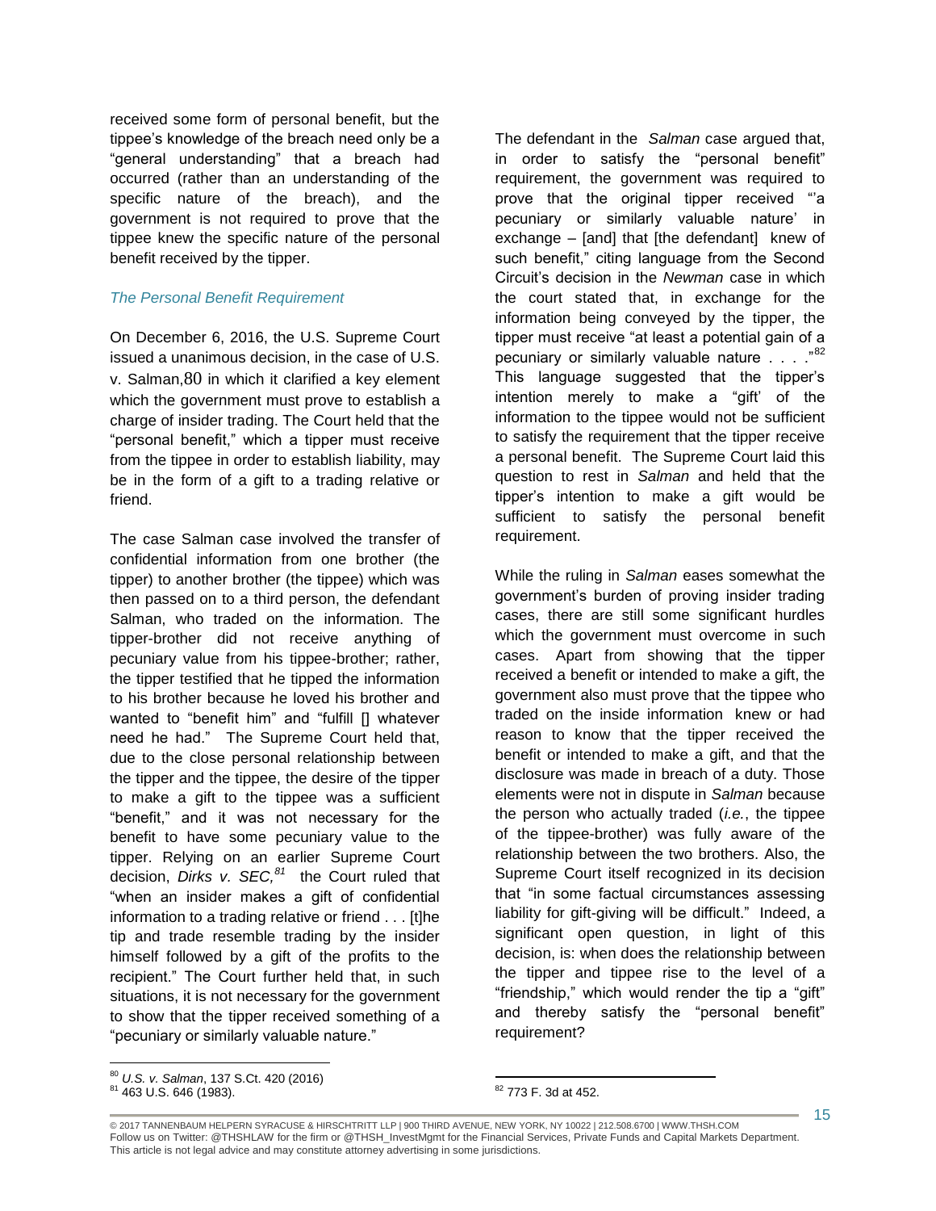received some form of personal benefit, but the tippee's knowledge of the breach need only be a "general understanding" that a breach had occurred (rather than an understanding of the specific nature of the breach), and the government is not required to prove that the tippee knew the specific nature of the personal benefit received by the tipper.

### *The Personal Benefit Requirement*

On December 6, 2016, the U.S. Supreme Court issued a unanimous decision, in the case of U.S. v. Salman,[80] in which it clarified a key element which the government must prove to establish a charge of insider trading. The Court held that the "personal benefit," which a tipper must receive from the tippee in order to establish liability, may be in the form of a gift to a trading relative or friend.

The case Salman case involved the transfer of confidential information from one brother (the tipper) to another brother (the tippee) which was then passed on to a third person, the defendant Salman, who traded on the information. The tipper-brother did not receive anything of pecuniary value from his tippee-brother; rather, the tipper testified that he tipped the information to his brother because he loved his brother and wanted to "benefit him" and "fulfill [] whatever need he had." The Supreme Court held that, due to the close personal relationship between the tipper and the tippee, the desire of the tipper to make a gift to the tippee was a sufficient "benefit," and it was not necessary for the benefit to have some pecuniary value to the tipper. Relying on an earlier Supreme Court decision, *Dirks v. SEC,*[81] the Court ruled that "when an insider makes a gift of confidential information to a trading relative or friend . . . [t]he tip and trade resemble trading by the insider himself followed by a gift of the profits to the recipient." The Court further held that, in such situations, it is not necessary for the government to show that the tipper received something of a "pecuniary or similarly valuable nature."

The defendant in the *Salman* case argued that, in order to satisfy the "personal benefit" requirement, the government was required to prove that the original tipper received "'a pecuniary or similarly valuable nature' in exchange – [and] that [the defendant] knew of such benefit," citing language from the Second Circuit's decision in the *Newman* case in which the court stated that, in exchange for the information being conveyed by the tipper, the tipper must receive "at least a potential gain of a pecuniary or similarly valuable nature . . . ."[82] This language suggested that the tipper's intention merely to make a "gift' of the information to the tippee would not be sufficient to satisfy the requirement that the tipper receive a personal benefit. The Supreme Court laid this question to rest in *Salman* and held that the tipper's intention to make a gift would be sufficient to satisfy the personal benefit requirement.

While the ruling in *Salman* eases somewhat the government's burden of proving insider trading cases, there are still some significant hurdles which the government must overcome in such cases. Apart from showing that the tipper received a benefit or intended to make a gift, the government also must prove that the tippee who traded on the inside information knew or had reason to know that the tipper received the benefit or intended to make a gift, and that the disclosure was made in breach of a duty. Those elements were not in dispute in *Salman* because the person who actually traded (*i.e.*, the tippee of the tippee-brother) was fully aware of the relationship between the two brothers. Also, the Supreme Court itself recognized in its decision that "in some factual circumstances assessing liability for gift-giving will be difficult." Indeed, a significant open question, in light of this decision, is: when does the relationship between the tipper and tippee rise to the level of a "friendship," which would render the tip a "gift" and thereby satisfy the "personal benefit" requirement?

---

[80] *U.S. v. Salman*, 137 S.Ct. 420 (2016)

[81] 463 U.S. 646 (1983).

[82] 773 F. 3d at 452.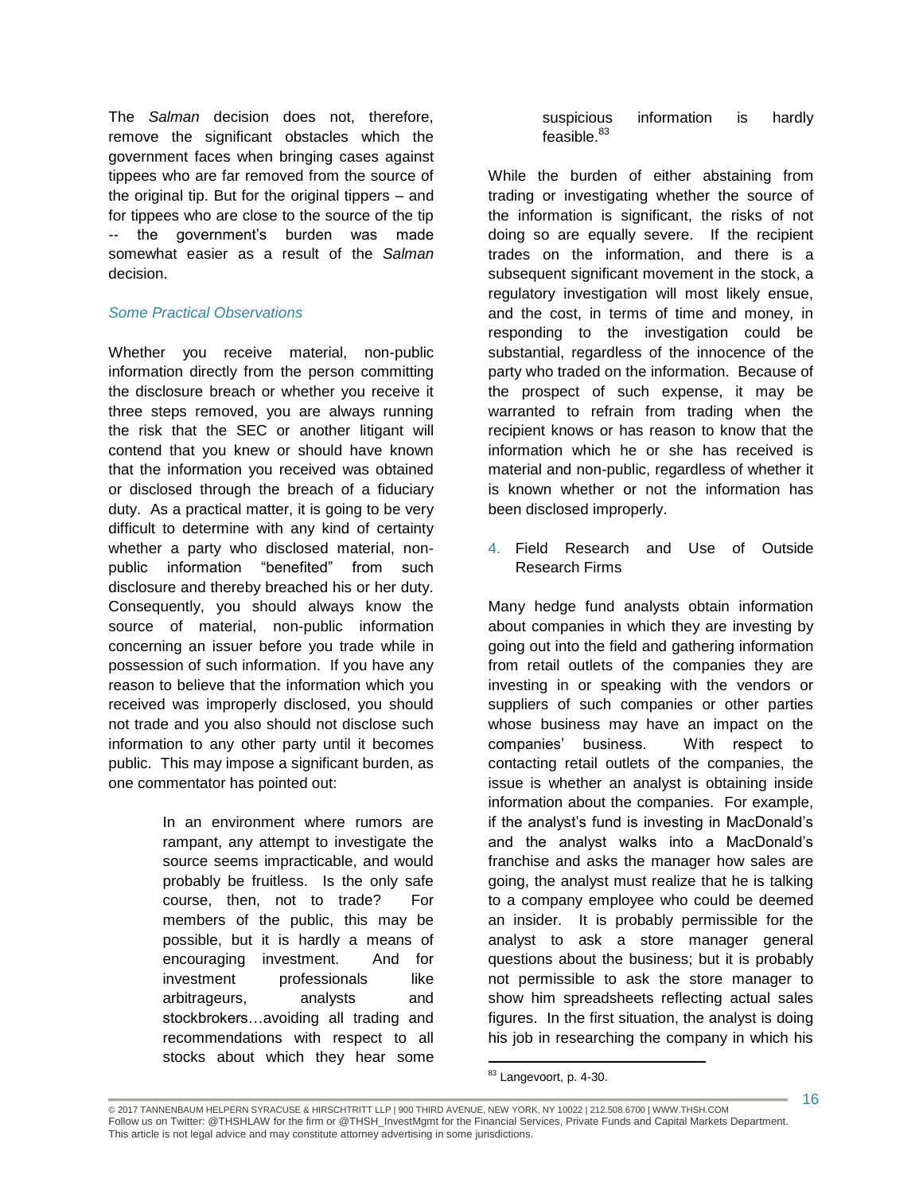The *Salman* decision does not, therefore, remove the significant obstacles which the government faces when bringing cases against tippees who are far removed from the source of the original tip. But for the original tippers – and for tippees who are close to the source of the tip -- the government's burden was made somewhat easier as a result of the *Salman* decision.

### *Some Practical Observations*

Whether you receive material, non-public information directly from the person committing the disclosure breach or whether you receive it three steps removed, you are always running the risk that the SEC or another litigant will contend that you knew or should have known that the information you received was obtained or disclosed through the breach of a fiduciary duty. As a practical matter, it is going to be very difficult to determine with any kind of certainty whether a party who disclosed material, non-public information "benefited" from such disclosure and thereby breached his or her duty. Consequently, you should always know the source of material, non-public information concerning an issuer before you trade while in possession of such information. If you have any reason to believe that the information which you received was improperly disclosed, you should not trade and you also should not disclose such information to any other party until it becomes public. This may impose a significant burden, as one commentator has pointed out:

> In an environment where rumors are rampant, any attempt to investigate the source seems impracticable, and would probably be fruitless. Is the only safe course, then, not to trade? For members of the public, this may be possible, but it is hardly a means of encouraging investment. And for investment professionals like arbitrageurs, analysts and stockbrokers…avoiding all trading and recommendations with respect to all stocks about which they hear some suspicious information is hardly feasible.[83]

While the burden of either abstaining from trading or investigating whether the source of the information is significant, the risks of not doing so are equally severe. If the recipient trades on the information, and there is a subsequent significant movement in the stock, a regulatory investigation will most likely ensue, and the cost, in terms of time and money, in responding to the investigation could be substantial, regardless of the innocence of the party who traded on the information. Because of the prospect of such expense, it may be warranted to refrain from trading when the recipient knows or has reason to know that the information which he or she has received is material and non-public, regardless of whether it is known whether or not the information has been disclosed improperly.

## 4. Field Research and Use of Outside Research Firms

Many hedge fund analysts obtain information about companies in which they are investing by going out into the field and gathering information from retail outlets of the companies they are investing in or speaking with the vendors or suppliers of such companies or other parties whose business may have an impact on the companies' business. With respect to contacting retail outlets of the companies, the issue is whether an analyst is obtaining inside information about the companies. For example, if the analyst's fund is investing in MacDonald's and the analyst walks into a MacDonald's franchise and asks the manager how sales are going, the analyst must realize that he is talking to a company employee who could be deemed an insider. It is probably permissible for the analyst to ask a store manager general questions about the business; but it is probably not permissible to ask the store manager to show him spreadsheets reflecting actual sales figures. In the first situation, the analyst is doing his job in researching the company in which his

---

[83] Langevoort, p. 4-30.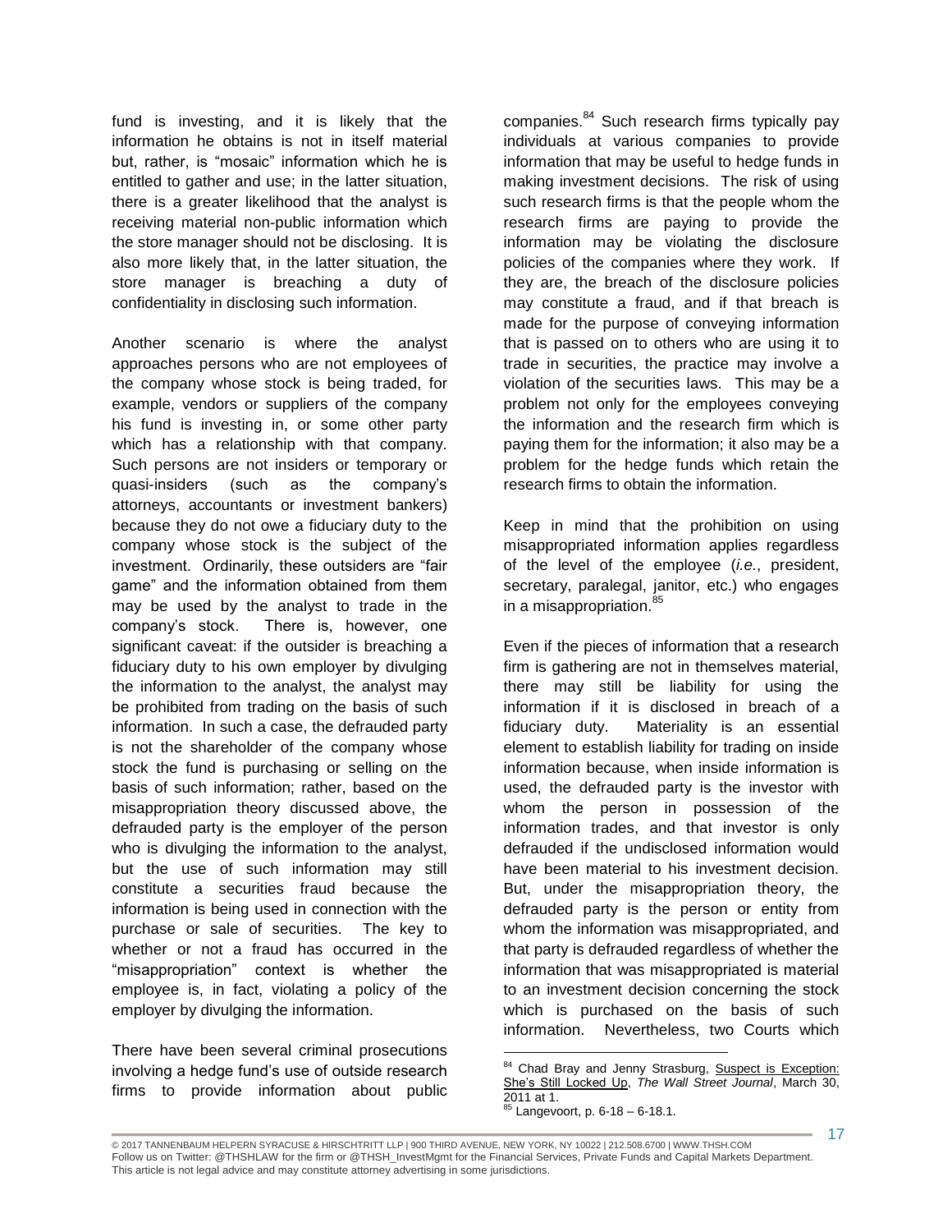fund is investing, and it is likely that the information he obtains is not in itself material but, rather, is "mosaic" information which he is entitled to gather and use; in the latter situation, there is a greater likelihood that the analyst is receiving material non-public information which the store manager should not be disclosing. It is also more likely that, in the latter situation, the store manager is breaching a duty of confidentiality in disclosing such information.

Another scenario is where the analyst approaches persons who are not employees of the company whose stock is being traded, for example, vendors or suppliers of the company his fund is investing in, or some other party which has a relationship with that company. Such persons are not insiders or temporary or quasi-insiders (such as the company's attorneys, accountants or investment bankers) because they do not owe a fiduciary duty to the company whose stock is the subject of the investment. Ordinarily, these outsiders are "fair game" and the information obtained from them may be used by the analyst to trade in the company's stock. There is, however, one significant caveat: if the outsider is breaching a fiduciary duty to his own employer by divulging the information to the analyst, the analyst may be prohibited from trading on the basis of such information. In such a case, the defrauded party is not the shareholder of the company whose stock the fund is purchasing or selling on the basis of such information; rather, based on the misappropriation theory discussed above, the defrauded party is the employer of the person who is divulging the information to the analyst, but the use of such information may still constitute a securities fraud because the information is being used in connection with the purchase or sale of securities. The key to whether or not a fraud has occurred in the "misappropriation" context is whether the employee is, in fact, violating a policy of the employer by divulging the information.

There have been several criminal prosecutions involving a hedge fund's use of outside research firms to provide information about public companies.[84] Such research firms typically pay individuals at various companies to provide information that may be useful to hedge funds in making investment decisions. The risk of using such research firms is that the people whom the research firms are paying to provide the information may be violating the disclosure policies of the companies where they work. If they are, the breach of the disclosure policies may constitute a fraud, and if that breach is made for the purpose of conveying information that is passed on to others who are using it to trade in securities, the practice may involve a violation of the securities laws. This may be a problem not only for the employees conveying the information and the research firm which is paying them for the information; it also may be a problem for the hedge funds which retain the research firms to obtain the information.

Keep in mind that the prohibition on using misappropriated information applies regardless of the level of the employee (*i.e.*, president, secretary, paralegal, janitor, etc.) who engages in a misappropriation.[85]

Even if the pieces of information that a research firm is gathering are not in themselves material, there may still be liability for using the information if it is disclosed in breach of a fiduciary duty. Materiality is an essential element to establish liability for trading on inside information because, when inside information is used, the defrauded party is the investor with whom the person in possession of the information trades, and that investor is only defrauded if the undisclosed information would have been material to his investment decision. But, under the misappropriation theory, the defrauded party is the person or entity from whom the information was misappropriated, and that party is defrauded regardless of whether the information that was misappropriated is material to an investment decision concerning the stock which is purchased on the basis of such information. Nevertheless, two Courts which

---

[84] Chad Bray and Jenny Strasburg, Suspect is Exception: She's Still Locked Up, *The Wall Street Journal*, March 30, 2011 at 1.

[85] Langevoort, p. 6-18 – 6-18.1.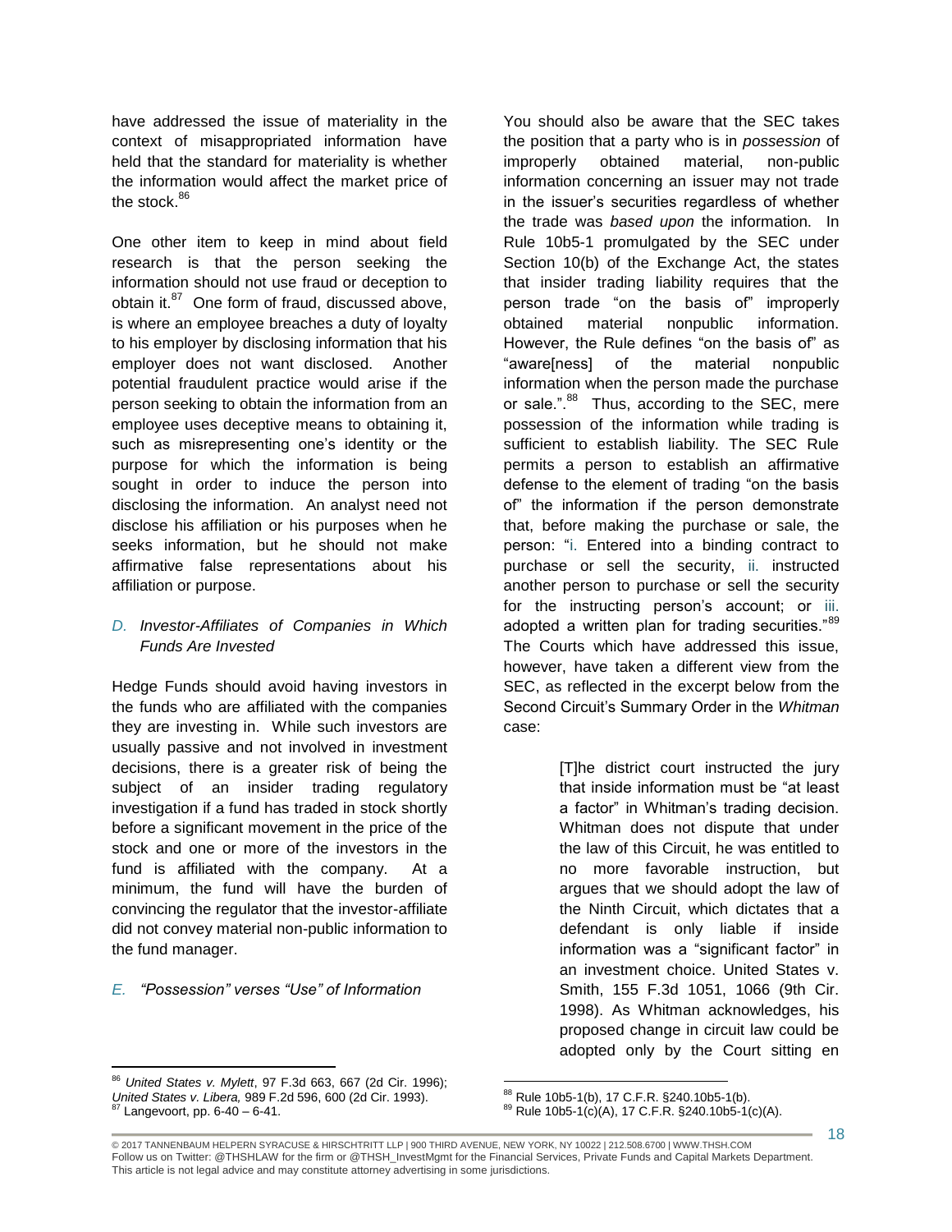have addressed the issue of materiality in the context of misappropriated information have held that the standard for materiality is whether the information would affect the market price of the stock.[86]

One other item to keep in mind about field research is that the person seeking the information should not use fraud or deception to obtain it.[87] One form of fraud, discussed above, is where an employee breaches a duty of loyalty to his employer by disclosing information that his employer does not want disclosed. Another potential fraudulent practice would arise if the person seeking to obtain the information from an employee uses deceptive means to obtaining it, such as misrepresenting one's identity or the purpose for which the information is being sought in order to induce the person into disclosing the information. An analyst need not disclose his affiliation or his purposes when he seeks information, but he should not make affirmative false representations about his affiliation or purpose.

### *D. Investor-Affiliates of Companies in Which Funds Are Invested*

Hedge Funds should avoid having investors in the funds who are affiliated with the companies they are investing in. While such investors are usually passive and not involved in investment decisions, there is a greater risk of being the subject of an insider trading regulatory investigation if a fund has traded in stock shortly before a significant movement in the price of the stock and one or more of the investors in the fund is affiliated with the company. At a minimum, the fund will have the burden of convincing the regulator that the investor-affiliate did not convey material non-public information to the fund manager.

### *E. "Possession" verses "Use" of Information*

You should also be aware that the SEC takes the position that a party who is in *possession* of improperly obtained material, non-public information concerning an issuer may not trade in the issuer's securities regardless of whether the trade was *based upon* the information. In Rule 10b5-1 promulgated by the SEC under Section 10(b) of the Exchange Act, the states that insider trading liability requires that the person trade "on the basis of" improperly obtained material nonpublic information. However, the Rule defines "on the basis of" as "aware[ness] of the material nonpublic information when the person made the purchase or sale.".[88] Thus, according to the SEC, mere possession of the information while trading is sufficient to establish liability. The SEC Rule permits a person to establish an affirmative defense to the element of trading "on the basis of" the information if the person demonstrate that, before making the purchase or sale, the person: "i. Entered into a binding contract to purchase or sell the security, ii. instructed another person to purchase or sell the security for the instructing person's account; or iii. adopted a written plan for trading securities."[89] The Courts which have addressed this issue, however, have taken a different view from the SEC, as reflected in the excerpt below from the Second Circuit's Summary Order in the *Whitman* case:

> [T]he district court instructed the jury that inside information must be "at least a factor" in Whitman's trading decision. Whitman does not dispute that under the law of this Circuit, he was entitled to no more favorable instruction, but argues that we should adopt the law of the Ninth Circuit, which dictates that a defendant is only liable if inside information was a "significant factor" in an investment choice. United States v. Smith, 155 F.3d 1051, 1066 (9th Cir. 1998). As Whitman acknowledges, his proposed change in circuit law could be adopted only by the Court sitting en

---

[86] *United States v. Mylett*, 97 F.3d 663, 667 (2d Cir. 1996); *United States v. Libera,* 989 F.2d 596, 600 (2d Cir. 1993).

[87] Langevoort, pp. 6-40 – 6-41.

[88] Rule 10b5-1(b), 17 C.F.R. §240.10b5-1(b).

[89] Rule 10b5-1(c)(A), 17 C.F.R. §240.10b5-1(c)(A).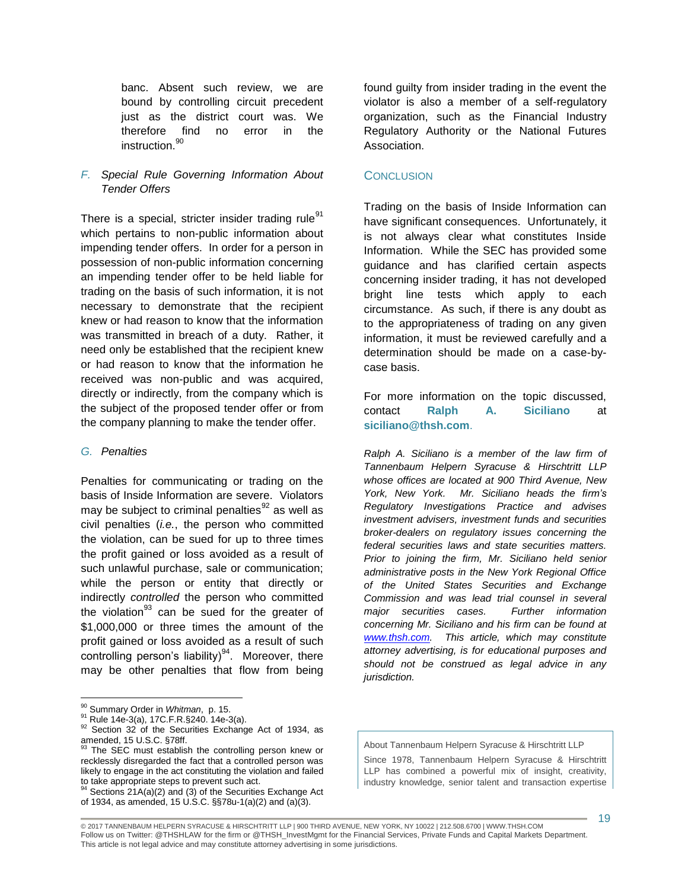> banc. Absent such review, we are bound by controlling circuit precedent just as the district court was. We therefore find no error in the instruction.[90]

*F. Special Rule Governing Information About Tender Offers*

There is a special, stricter insider trading rule[91] which pertains to non-public information about impending tender offers. In order for a person in possession of non-public information concerning an impending tender offer to be held liable for trading on the basis of such information, it is not necessary to demonstrate that the recipient knew or had reason to know that the information was transmitted in breach of a duty. Rather, it need only be established that the recipient knew or had reason to know that the information he received was non-public and was acquired, directly or indirectly, from the company which is the subject of the proposed tender offer or from the company planning to make the tender offer.

*G. Penalties*

Penalties for communicating or trading on the basis of Inside Information are severe. Violators may be subject to criminal penalties[92] as well as civil penalties (*i.e.*, the person who committed the violation, can be sued for up to three times the profit gained or loss avoided as a result of such unlawful purchase, sale or communication; while the person or entity that directly or indirectly *controlled* the person who committed the violation[93] can be sued for the greater of $1,000,000 or three times the amount of the profit gained or loss avoided as a result of such controlling person's liability)[94]. Moreover, there may be other penalties that flow from being found guilty from insider trading in the event the violator is also a member of a self-regulatory organization, such as the Financial Industry Regulatory Authority or the National Futures Association.

## Conclusion

Trading on the basis of Inside Information can have significant consequences. Unfortunately, it is not always clear what constitutes Inside Information. While the SEC has provided some guidance and has clarified certain aspects concerning insider trading, it has not developed bright line tests which apply to each circumstance. As such, if there is any doubt as to the appropriateness of trading on any given information, it must be reviewed carefully and a determination should be made on a case-by-case basis.

For more information on the topic discussed, contact **Ralph A. Siciliano** at **siciliano@thsh.com**.

*Ralph A. Siciliano is a member of the law firm of Tannenbaum Helpern Syracuse & Hirschtritt LLP whose offices are located at 900 Third Avenue, New York, New York. Mr. Siciliano heads the firm's Regulatory Investigations Practice and advises investment advisers, investment funds and securities broker-dealers on regulatory issues concerning the federal securities laws and state securities matters. Prior to joining the firm, Mr. Siciliano held senior administrative posts in the New York Regional Office of the United States Securities and Exchange Commission and was lead trial counsel in several major securities cases. Further information concerning Mr. Siciliano and his firm can be found at www.thsh.com. This article, which may constitute attorney advertising, is for educational purposes and should not be construed as legal advice in any jurisdiction.*

About Tannenbaum Helpern Syracuse & Hirschtritt LLP

Since 1978, Tannenbaum Helpern Syracuse & Hirschtritt LLP has combined a powerful mix of insight, creativity, industry knowledge, senior talent and transaction expertise

---

[90] Summary Order in *Whitman*, p. 15.

[91] Rule 14e-3(a), 17C.F.R.§240. 14e-3(a).

[92] Section 32 of the Securities Exchange Act of 1934, as amended, 15 U.S.C. §78ff.

[93] The SEC must establish the controlling person knew or recklessly disregarded the fact that a controlled person was likely to engage in the act constituting the violation and failed to take appropriate steps to prevent such act.

[94] Sections 21A(a)(2) and (3) of the Securities Exchange Act of 1934, as amended, 15 U.S.C. §§78u-1(a)(2) and (a)(3).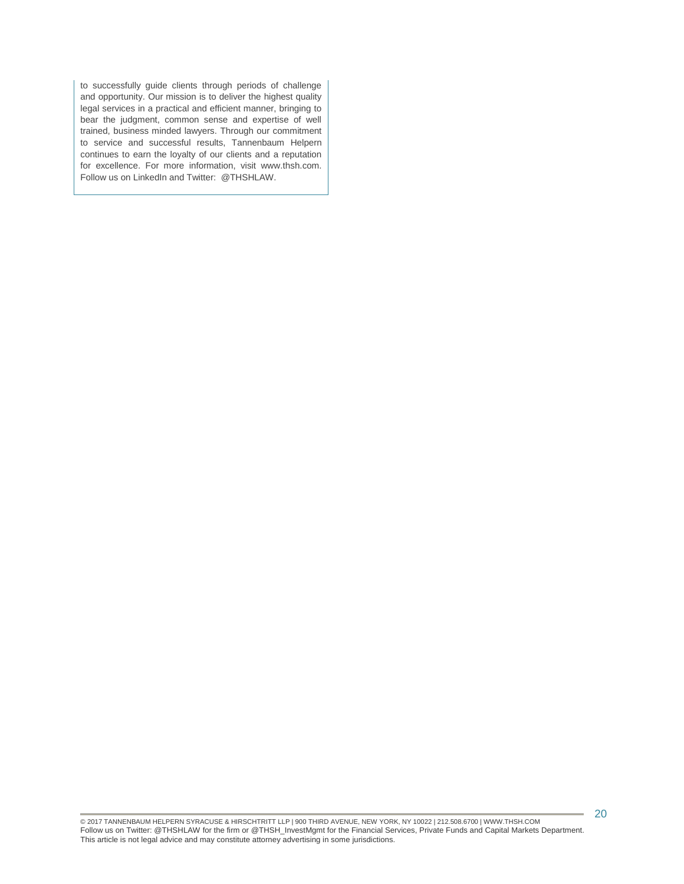to successfully guide clients through periods of challenge and opportunity. Our mission is to deliver the highest quality legal services in a practical and efficient manner, bringing to bear the judgment, common sense and expertise of well trained, business minded lawyers. Through our commitment to service and successful results, Tannenbaum Helpern continues to earn the loyalty of our clients and a reputation for excellence. For more information, visit www.thsh.com. Follow us on LinkedIn and Twitter: @THSHLAW.